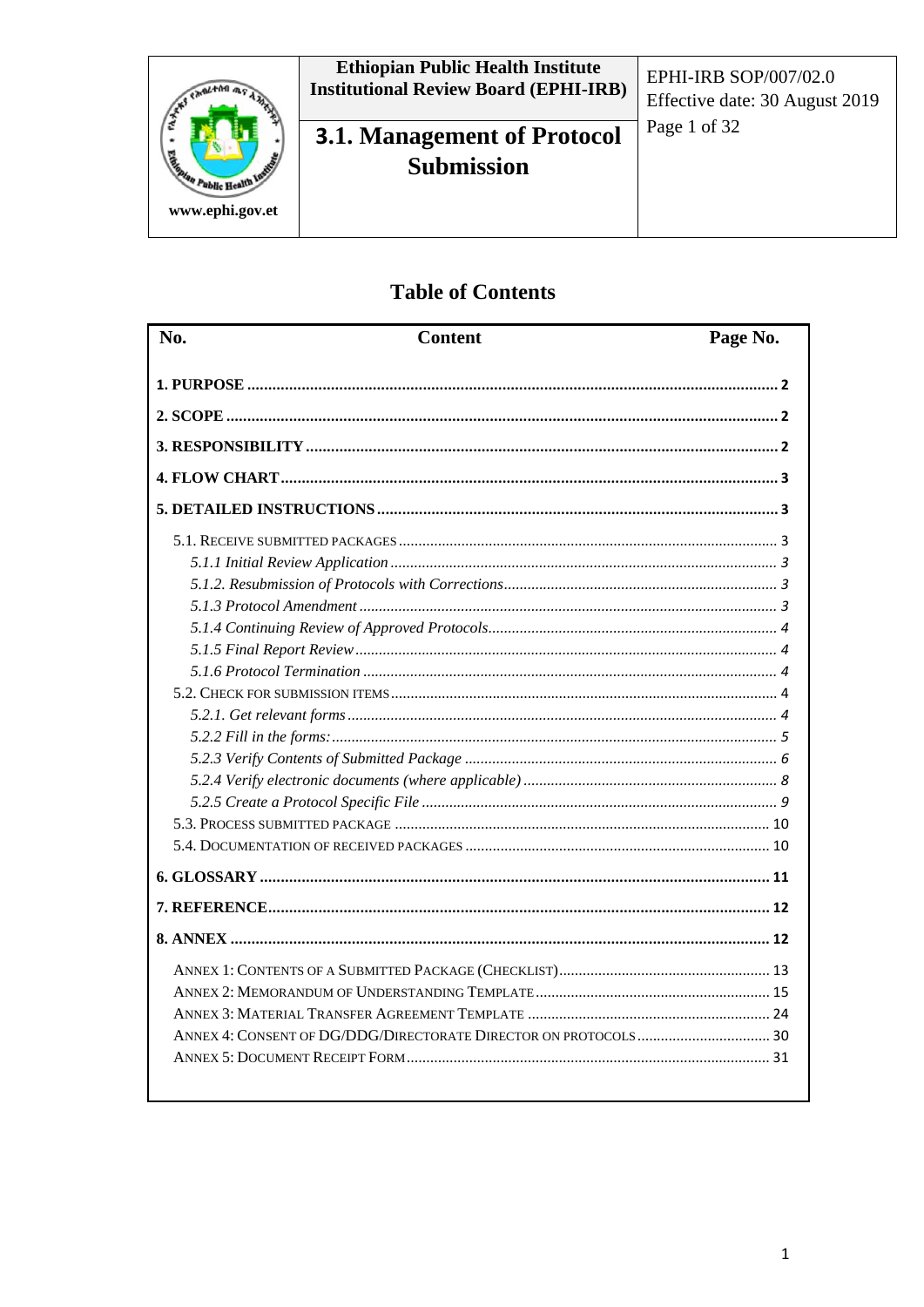| Ethiopian Public Health Institute Institutional Review Board (EPHI-IRB) | EPHI-IRB SOP/007/02.0 Effective date: 30 August 2019 |
|---|---|
| **3.1. Management of Protocol Submission** | |

www.ephi.gov.et

# Table of Contents

| No. | Content | Page No. |
|---|---|---|
| **1. PURPOSE** | | **2** |
| **2. SCOPE** | | **2** |
| **3. RESPONSIBILITY** | | **2** |
| **4. FLOW CHART** | | **3** |
| **5. DETAILED INSTRUCTIONS** | | **3** |
| 5.1. Receive submitted packages | | 3 |
| *5.1.1 Initial Review Application* | | *3* |
| *5.1.2. Resubmission of Protocols with Corrections* | | *3* |
| *5.1.3 Protocol Amendment* | | *3* |
| *5.1.4 Continuing Review of Approved Protocols* | | *4* |
| *5.1.5 Final Report Review* | | *4* |
| *5.1.6 Protocol Termination* | | *4* |
| 5.2. Check for submission items | | 4 |
| *5.2.1. Get relevant forms* | | *4* |
| *5.2.2 Fill in the forms:* | | *5* |
| *5.2.3 Verify Contents of Submitted Package* | | *6* |
| *5.2.4 Verify electronic documents (where applicable)* | | *8* |
| *5.2.5 Create a Protocol Specific File* | | *9* |
| 5.3. Process submitted package | | 10 |
| 5.4. Documentation of received packages | | 10 |
| **6. GLOSSARY** | | **11** |
| **7. REFERENCE** | | **12** |
| **8. ANNEX** | | **12** |
| Annex 1: Contents of a Submitted Package (Checklist) | | 13 |
| Annex 2: Memorandum of Understanding Template | | 15 |
| Annex 3: Material Transfer Agreement Template | | 24 |
| Annex 4: Consent of DG/DDG/Directorate Director on Protocols | | 30 |
| Annex 5: Document Receipt Form | | 31 |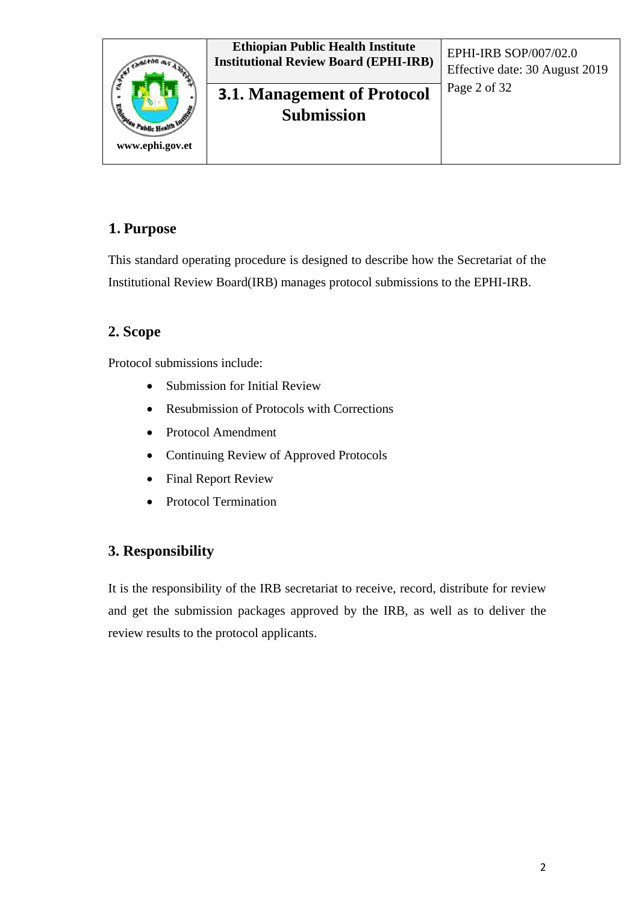## 1. Purpose

This standard operating procedure is designed to describe how the Secretariat of the Institutional Review Board(IRB) manages protocol submissions to the EPHI-IRB.

## 2. Scope

Protocol submissions include:

- Submission for Initial Review
- Resubmission of Protocols with Corrections
- Protocol Amendment
- Continuing Review of Approved Protocols
- Final Report Review
- Protocol Termination

## 3. Responsibility

It is the responsibility of the IRB secretariat to receive, record, distribute for review and get the submission packages approved by the IRB, as well as to deliver the review results to the protocol applicants.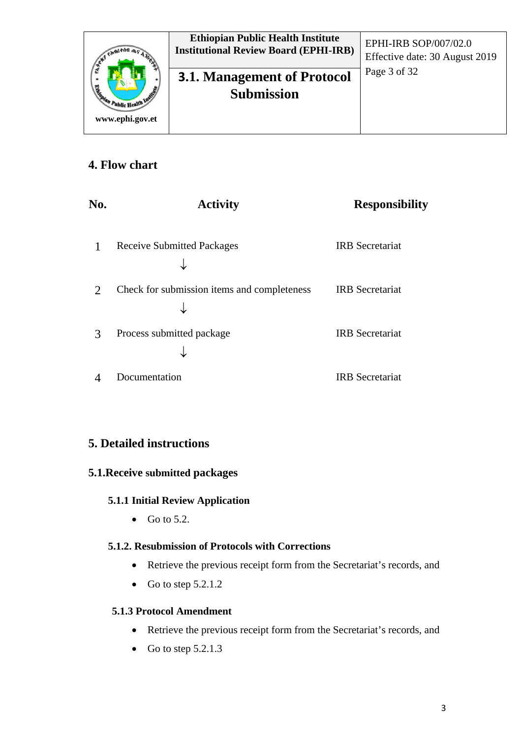## 4. Flow chart

| No. | Activity | Responsibility |
|---|---|---|
| 1 | Receive Submitted Packages<br>↓ | IRB Secretariat |
| 2 | Check for submission items and completeness<br>↓ | IRB Secretariat |
| 3 | Process submitted package<br>↓ | IRB Secretariat |
| 4 | Documentation | IRB Secretariat |

## 5. Detailed instructions

### 5.1.Receive submitted packages

#### 5.1.1 Initial Review Application

- Go to 5.2.

#### 5.1.2. Resubmission of Protocols with Corrections

- Retrieve the previous receipt form from the Secretariat's records, and
- Go to step 5.2.1.2

#### 5.1.3 Protocol Amendment

- Retrieve the previous receipt form from the Secretariat's records, and
- Go to step 5.2.1.3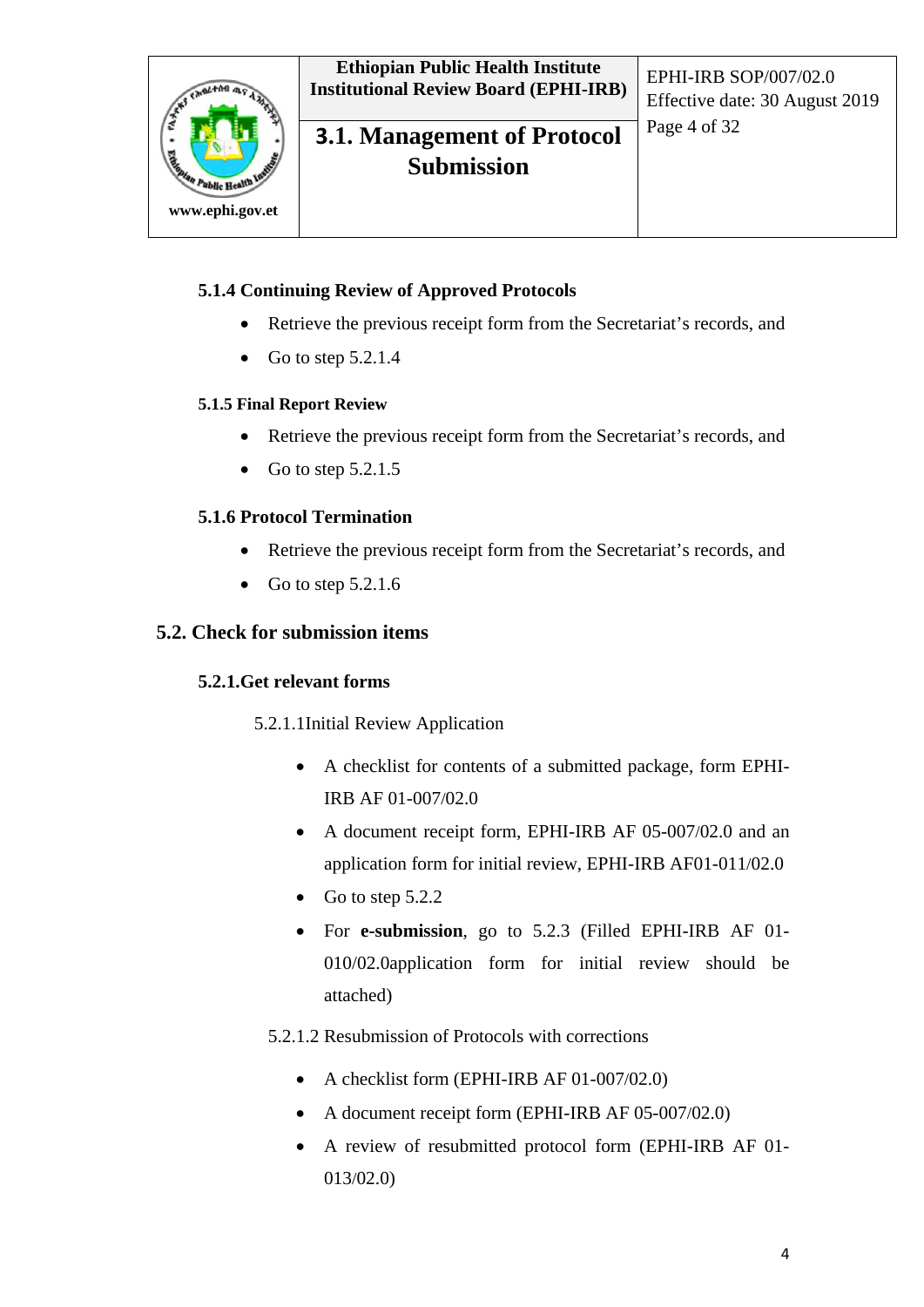#### 5.1.4 Continuing Review of Approved Protocols

- Retrieve the previous receipt form from the Secretariat's records, and
- Go to step 5.2.1.4

#### 5.1.5 Final Report Review

- Retrieve the previous receipt form from the Secretariat's records, and
- Go to step 5.2.1.5

#### 5.1.6 Protocol Termination

- Retrieve the previous receipt form from the Secretariat's records, and
- Go to step 5.2.1.6

### 5.2. Check for submission items

#### 5.2.1.Get relevant forms

5.2.1.1Initial Review Application

- A checklist for contents of a submitted package, form EPHI-IRB AF 01-007/02.0
- A document receipt form, EPHI-IRB AF 05-007/02.0 and an application form for initial review, EPHI-IRB AF01-011/02.0
- Go to step 5.2.2
- For **e-submission**, go to 5.2.3 (Filled EPHI-IRB AF 01-010/02.0application form for initial review should be attached)

5.2.1.2 Resubmission of Protocols with corrections

- A checklist form (EPHI-IRB AF 01-007/02.0)
- A document receipt form (EPHI-IRB AF 05-007/02.0)
- A review of resubmitted protocol form (EPHI-IRB AF 01-013/02.0)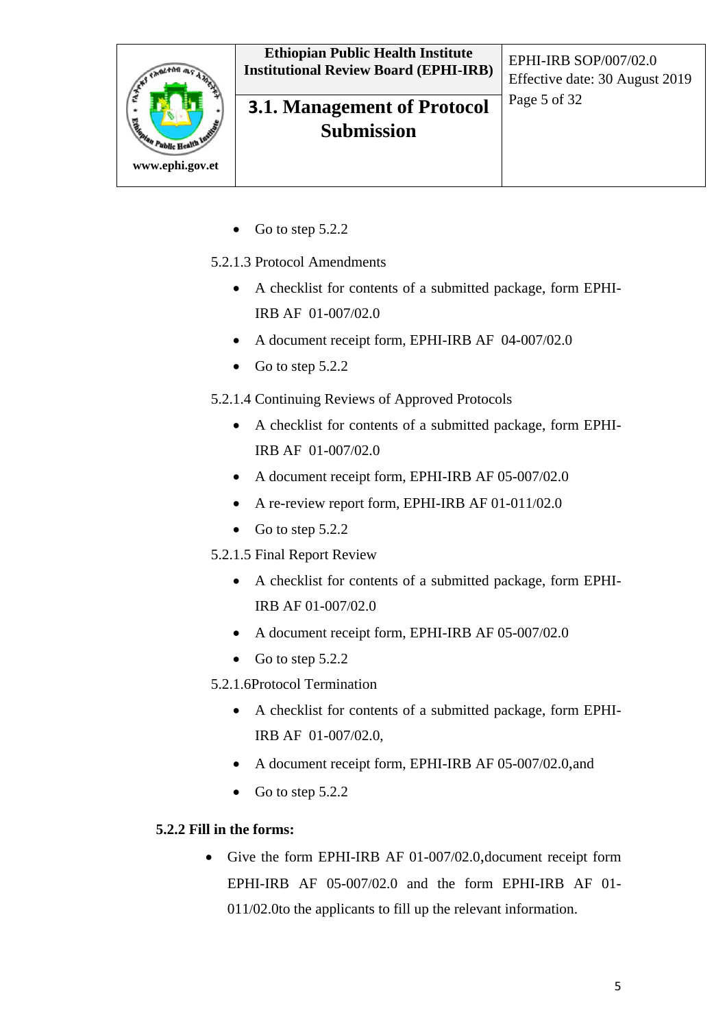- Go to step 5.2.2

5.2.1.3 Protocol Amendments

- A checklist for contents of a submitted package, form EPHI-IRB AF 01-007/02.0
- A document receipt form, EPHI-IRB AF 04-007/02.0
- Go to step 5.2.2

5.2.1.4 Continuing Reviews of Approved Protocols

- A checklist for contents of a submitted package, form EPHI-IRB AF 01-007/02.0
- A document receipt form, EPHI-IRB AF 05-007/02.0
- A re-review report form, EPHI-IRB AF 01-011/02.0
- Go to step 5.2.2

5.2.1.5 Final Report Review

- A checklist for contents of a submitted package, form EPHI-IRB AF 01-007/02.0
- A document receipt form, EPHI-IRB AF 05-007/02.0
- Go to step 5.2.2

5.2.1.6Protocol Termination

- A checklist for contents of a submitted package, form EPHI-IRB AF 01-007/02.0,
- A document receipt form, EPHI-IRB AF 05-007/02.0,and
- Go to step 5.2.2

**5.2.2 Fill in the forms:**

- Give the form EPHI-IRB AF 01-007/02.0,document receipt form EPHI-IRB AF 05-007/02.0 and the form EPHI-IRB AF 01-011/02.0to the applicants to fill up the relevant information.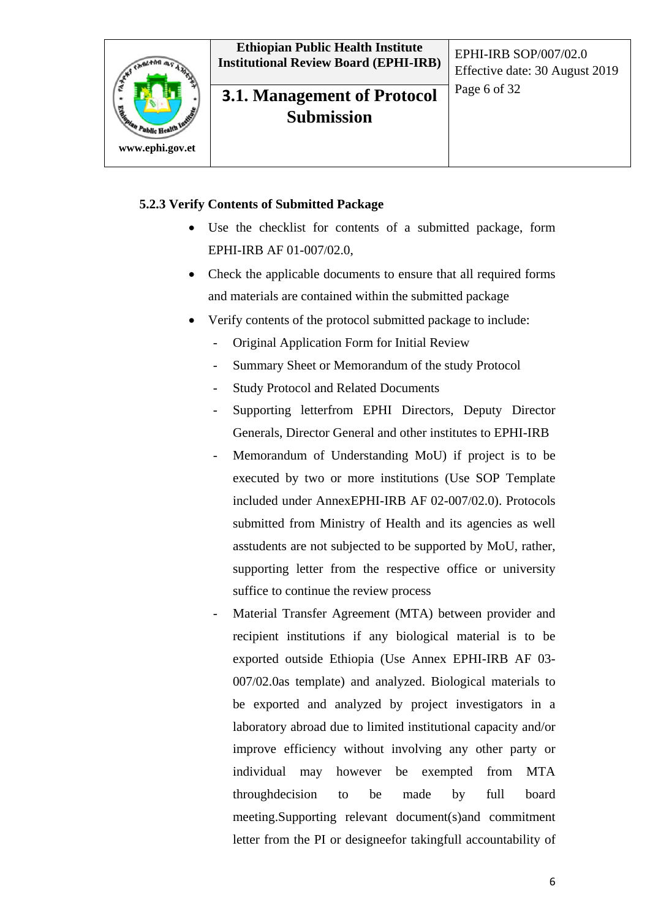### 5.2.3 Verify Contents of Submitted Package

- Use the checklist for contents of a submitted package, form EPHI-IRB AF 01-007/02.0,
- Check the applicable documents to ensure that all required forms and materials are contained within the submitted package
- Verify contents of the protocol submitted package to include:
  - Original Application Form for Initial Review
  - Summary Sheet or Memorandum of the study Protocol
  - Study Protocol and Related Documents
  - Supporting letterfrom EPHI Directors, Deputy Director Generals, Director General and other institutes to EPHI-IRB
  - Memorandum of Understanding MoU) if project is to be executed by two or more institutions (Use SOP Template included under AnnexEPHI-IRB AF 02-007/02.0). Protocols submitted from Ministry of Health and its agencies as well asstudents are not subjected to be supported by MoU, rather, supporting letter from the respective office or university suffice to continue the review process
  - Material Transfer Agreement (MTA) between provider and recipient institutions if any biological material is to be exported outside Ethiopia (Use Annex EPHI-IRB AF 03-007/02.0as template) and analyzed. Biological materials to be exported and analyzed by project investigators in a laboratory abroad due to limited institutional capacity and/or improve efficiency without involving any other party or individual may however be exempted from MTA throughdecision to be made by full board meeting.Supporting relevant document(s)and commitment letter from the PI or designeefor takingfull accountability of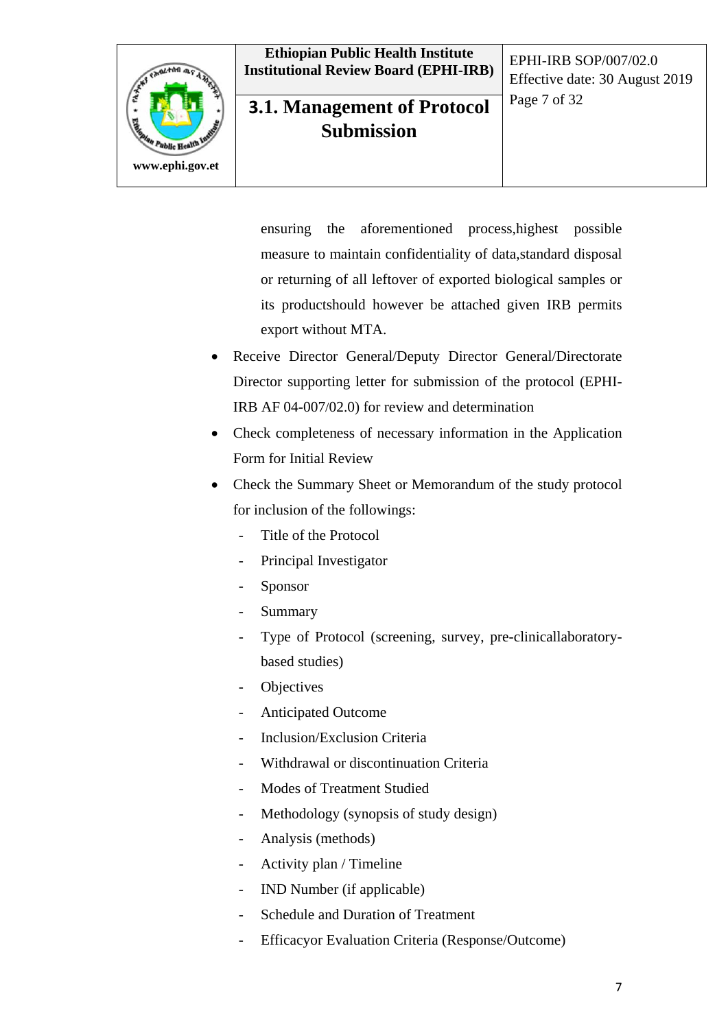ensuring the aforementioned process,highest possible measure to maintain confidentiality of data,standard disposal or returning of all leftover of exported biological samples or its productshould however be attached given IRB permits export without MTA.

- Receive Director General/Deputy Director General/Directorate Director supporting letter for submission of the protocol (EPHI-IRB AF 04-007/02.0) for review and determination
- Check completeness of necessary information in the Application Form for Initial Review
- Check the Summary Sheet or Memorandum of the study protocol for inclusion of the followings:
  - Title of the Protocol
  - Principal Investigator
  - Sponsor
  - Summary
  - Type of Protocol (screening, survey, pre-clinicallaboratory-based studies)
  - Objectives
  - Anticipated Outcome
  - Inclusion/Exclusion Criteria
  - Withdrawal or discontinuation Criteria
  - Modes of Treatment Studied
  - Methodology (synopsis of study design)
  - Analysis (methods)
  - Activity plan / Timeline
  - IND Number (if applicable)
  - Schedule and Duration of Treatment
  - Efficacyor Evaluation Criteria (Response/Outcome)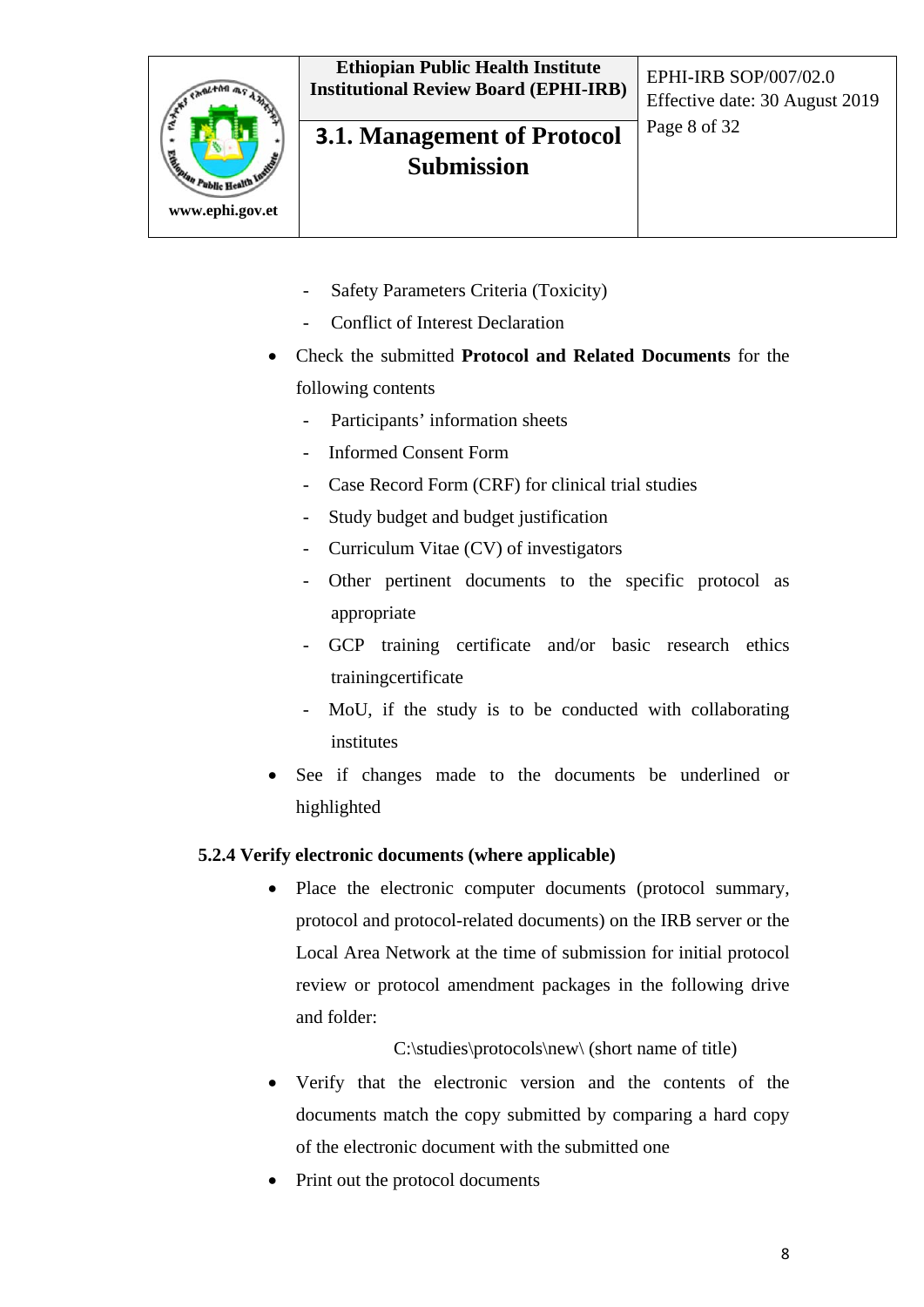- Safety Parameters Criteria (Toxicity)
- Conflict of Interest Declaration

- Check the submitted **Protocol and Related Documents** for the following contents
  - Participants' information sheets
  - Informed Consent Form
  - Case Record Form (CRF) for clinical trial studies
  - Study budget and budget justification
  - Curriculum Vitae (CV) of investigators
  - Other pertinent documents to the specific protocol as appropriate
  - GCP training certificate and/or basic research ethics trainingcertificate
  - MoU, if the study is to be conducted with collaborating institutes
- See if changes made to the documents be underlined or highlighted

#### 5.2.4 Verify electronic documents (where applicable)

- Place the electronic computer documents (protocol summary, protocol and protocol-related documents) on the IRB server or the Local Area Network at the time of submission for initial protocol review or protocol amendment packages in the following drive and folder:

  C:\studies\protocols\new\ (short name of title)

- Verify that the electronic version and the contents of the documents match the copy submitted by comparing a hard copy of the electronic document with the submitted one
- Print out the protocol documents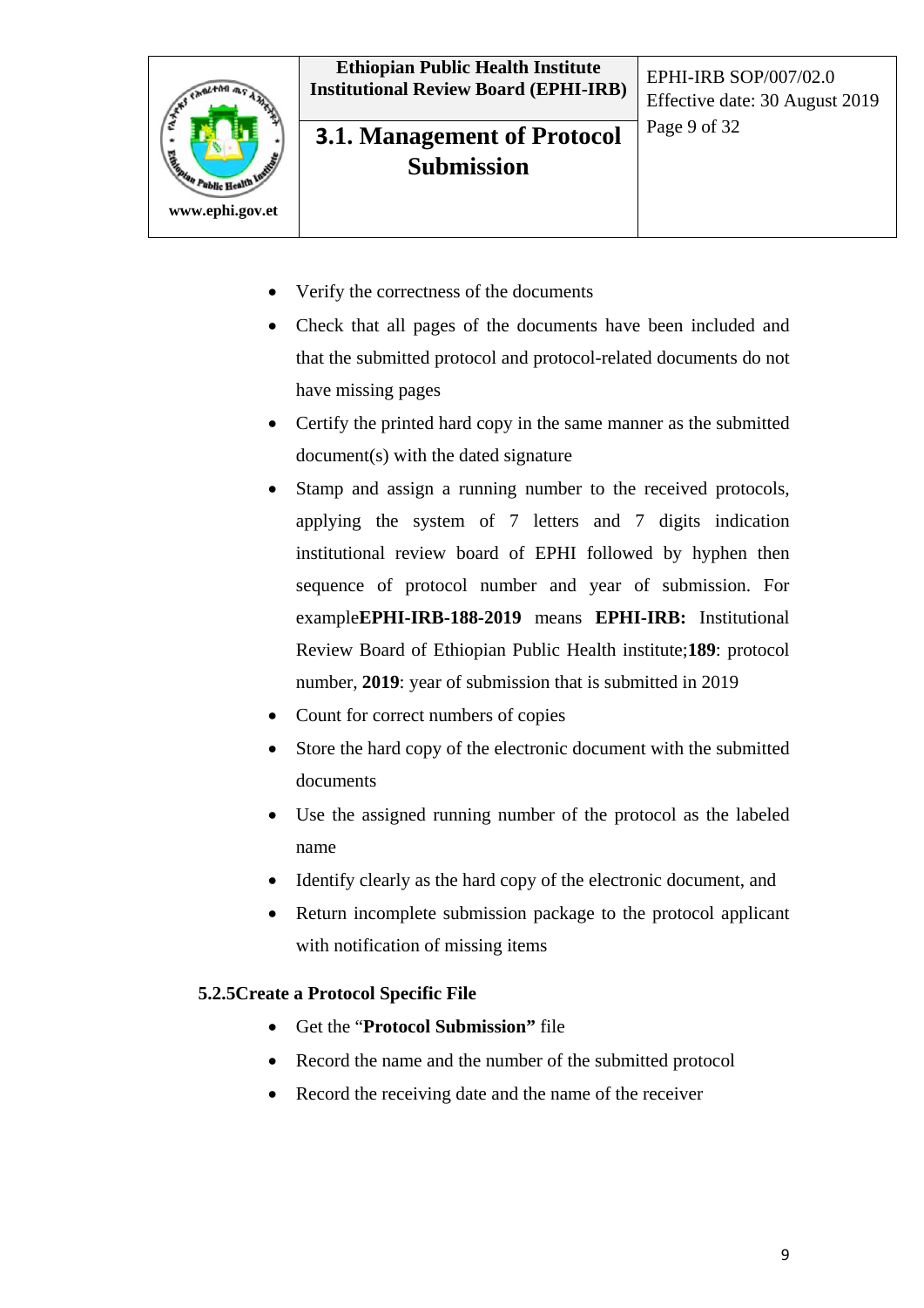- Verify the correctness of the documents
- Check that all pages of the documents have been included and that the submitted protocol and protocol-related documents do not have missing pages
- Certify the printed hard copy in the same manner as the submitted document(s) with the dated signature
- Stamp and assign a running number to the received protocols, applying the system of 7 letters and 7 digits indication institutional review board of EPHI followed by hyphen then sequence of protocol number and year of submission. For example**EPHI-IRB-188-2019** means **EPHI-IRB:** Institutional Review Board of Ethiopian Public Health institute;**189**: protocol number, **2019**: year of submission that is submitted in 2019
- Count for correct numbers of copies
- Store the hard copy of the electronic document with the submitted documents
- Use the assigned running number of the protocol as the labeled name
- Identify clearly as the hard copy of the electronic document, and
- Return incomplete submission package to the protocol applicant with notification of missing items

#### 5.2.5Create a Protocol Specific File

- Get the "**Protocol Submission"** file
- Record the name and the number of the submitted protocol
- Record the receiving date and the name of the receiver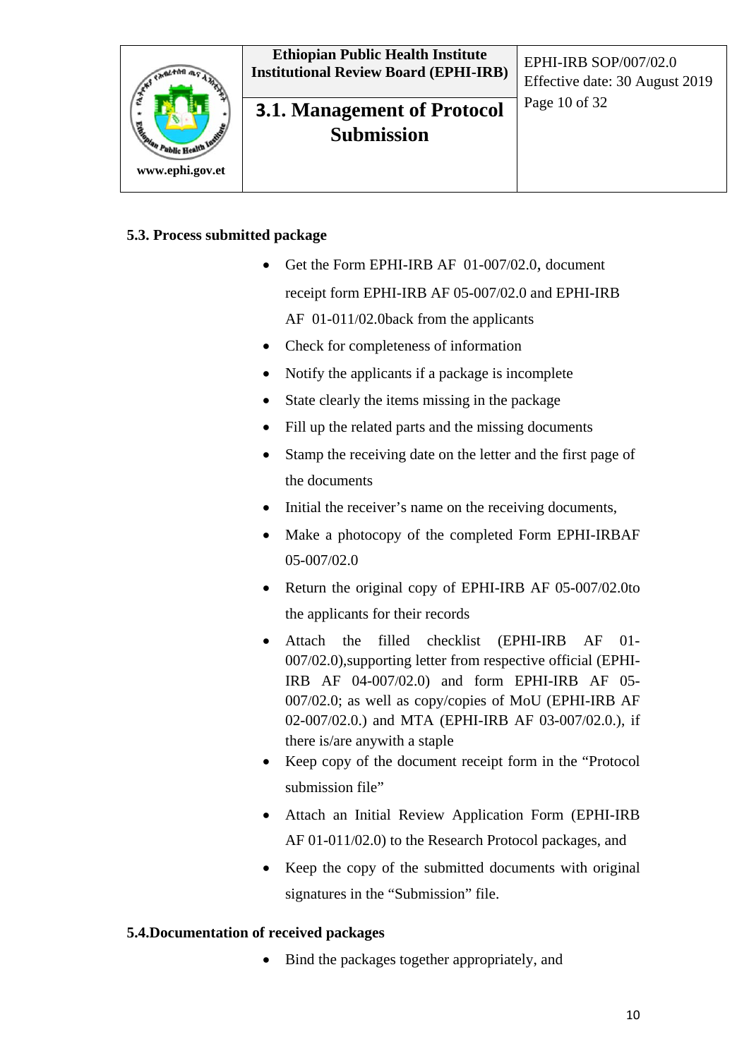### 5.3. Process submitted package

- Get the Form EPHI-IRB AF 01-007/02.0, document receipt form EPHI-IRB AF 05-007/02.0 and EPHI-IRB AF 01-011/02.0back from the applicants
- Check for completeness of information
- Notify the applicants if a package is incomplete
- State clearly the items missing in the package
- Fill up the related parts and the missing documents
- Stamp the receiving date on the letter and the first page of the documents
- Initial the receiver's name on the receiving documents,
- Make a photocopy of the completed Form EPHI-IRBAF 05-007/02.0
- Return the original copy of EPHI-IRB AF 05-007/02.0to the applicants for their records
- Attach the filled checklist (EPHI-IRB AF 01-007/02.0),supporting letter from respective official (EPHI-IRB AF 04-007/02.0) and form EPHI-IRB AF 05-007/02.0; as well as copy/copies of MoU (EPHI-IRB AF 02-007/02.0.) and MTA (EPHI-IRB AF 03-007/02.0.), if there is/are anywith a staple
- Keep copy of the document receipt form in the "Protocol submission file"
- Attach an Initial Review Application Form (EPHI-IRB AF 01-011/02.0) to the Research Protocol packages, and
- Keep the copy of the submitted documents with original signatures in the "Submission" file.

### 5.4.Documentation of received packages

- Bind the packages together appropriately, and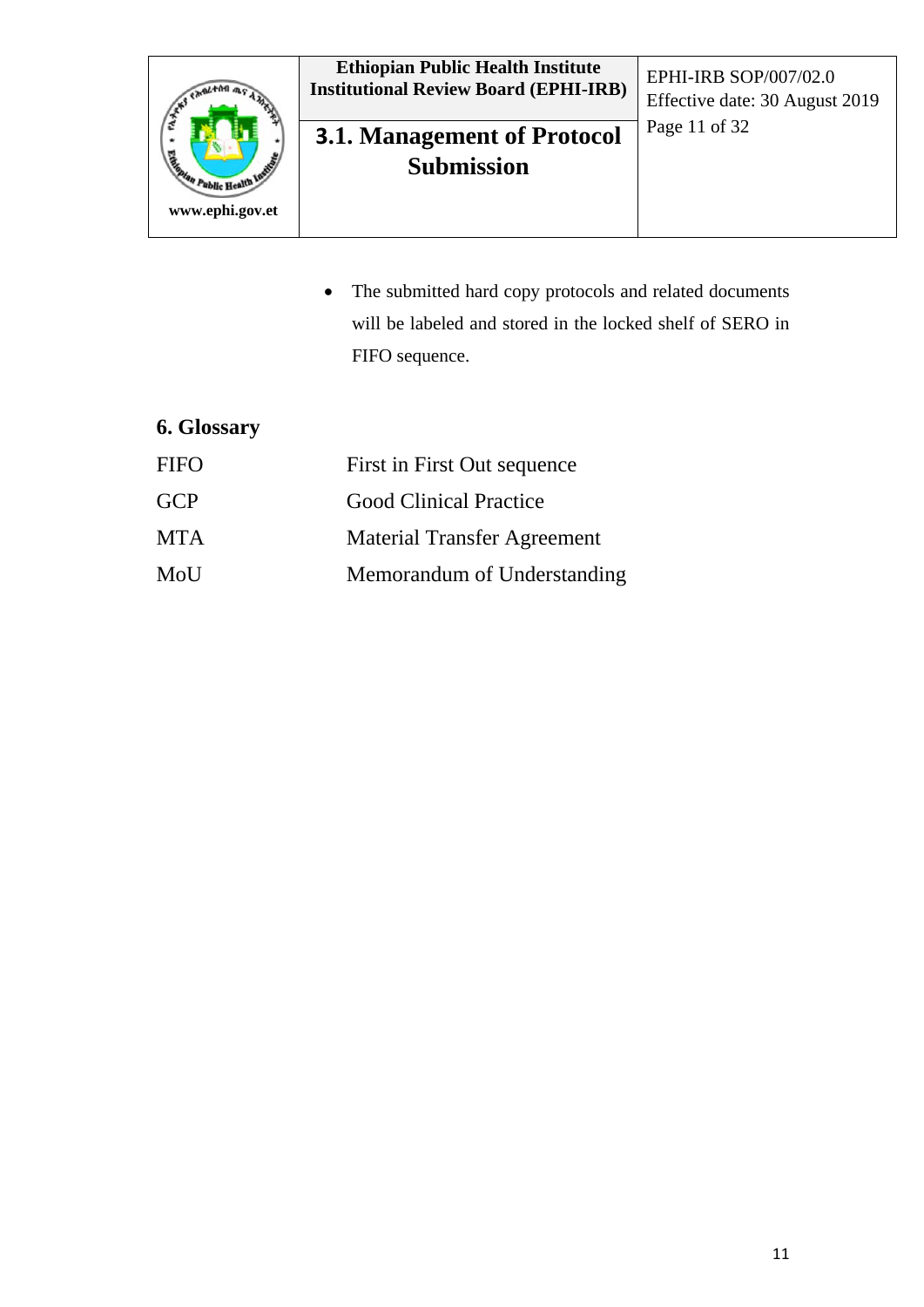- The submitted hard copy protocols and related documents will be labeled and stored in the locked shelf of SERO in FIFO sequence.

## 6. Glossary

| | |
|---|---|
| FIFO | First in First Out sequence |
| GCP | Good Clinical Practice |
| MTA | Material Transfer Agreement |
| MoU | Memorandum of Understanding |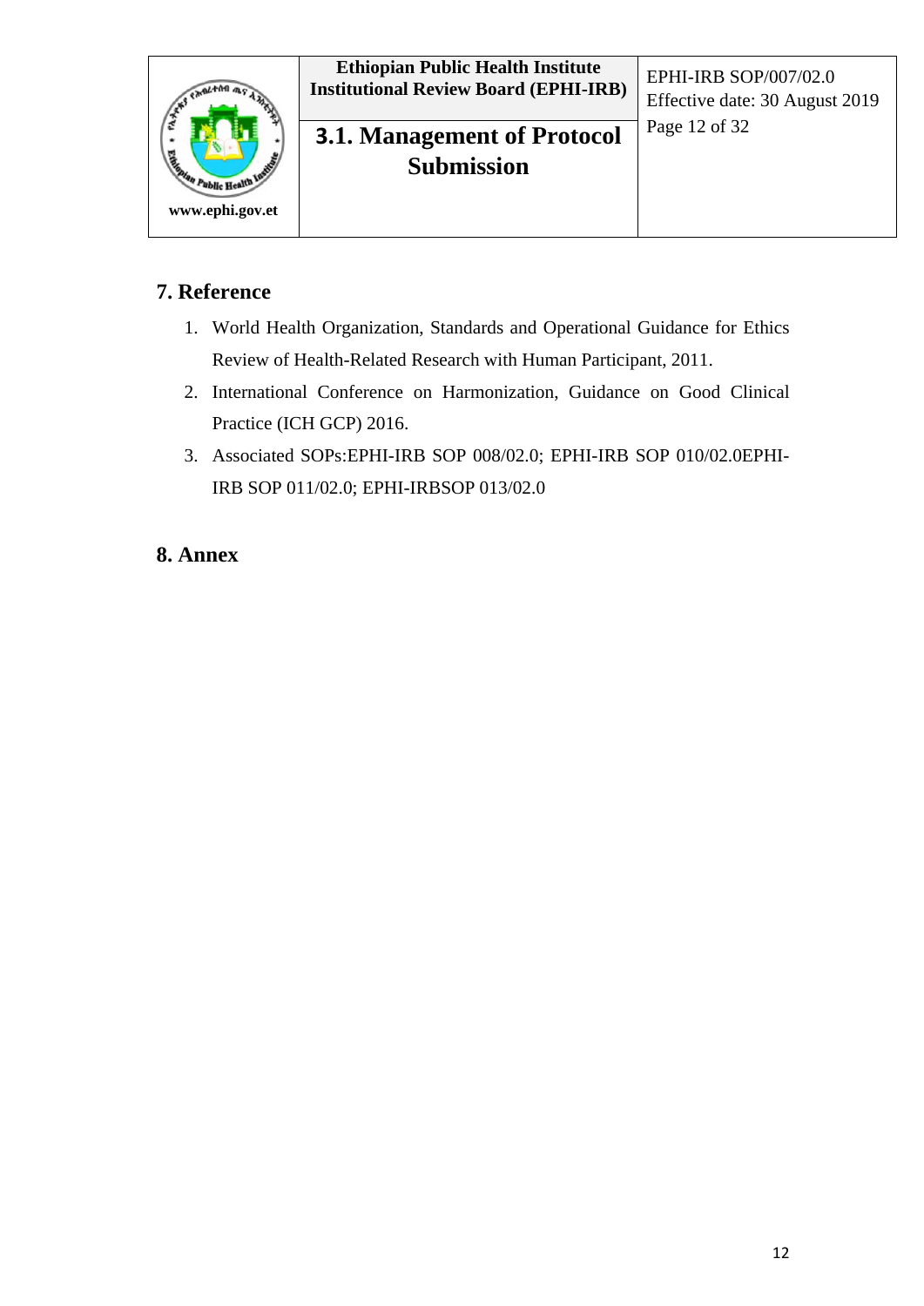## 7. Reference

1. World Health Organization, Standards and Operational Guidance for Ethics Review of Health-Related Research with Human Participant, 2011.
2. International Conference on Harmonization, Guidance on Good Clinical Practice (ICH GCP) 2016.
3. Associated SOPs:EPHI-IRB SOP 008/02.0; EPHI-IRB SOP 010/02.0EPHI-IRB SOP 011/02.0; EPHI-IRBSOP 013/02.0

## 8. Annex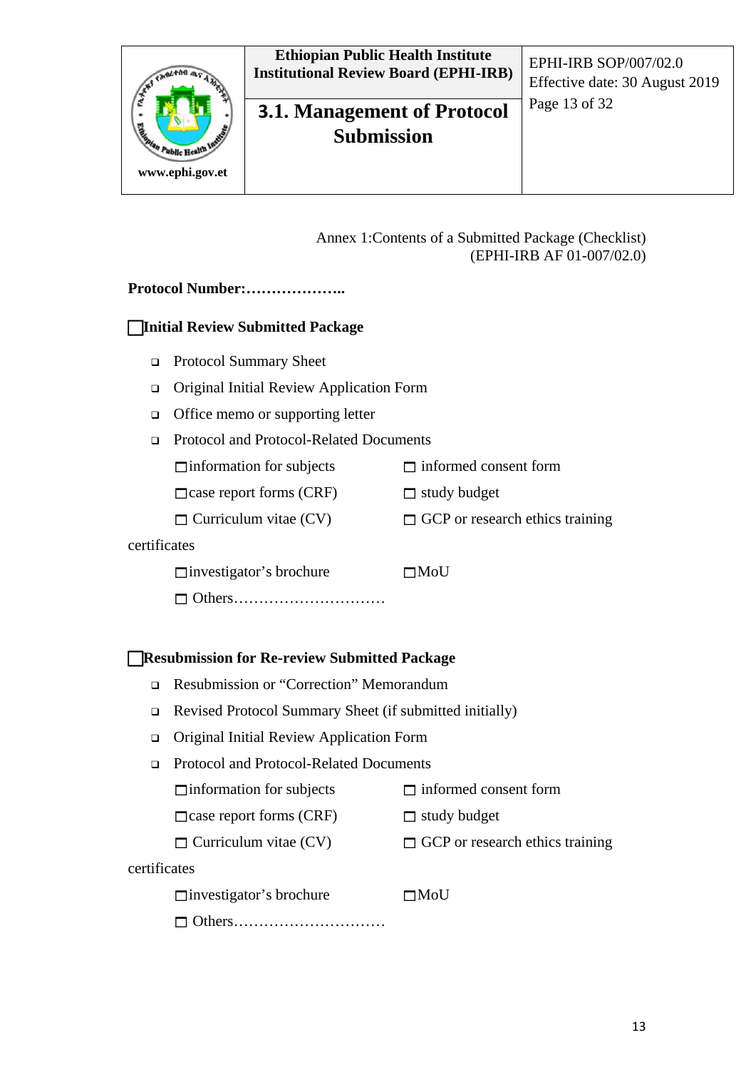Annex 1:Contents of a Submitted Package (Checklist)
(EPHI-IRB AF 01-007/02.0)

**Protocol Number:………………..**

☐ **Initial Review Submitted Package**

- Protocol Summary Sheet
- Original Initial Review Application Form
- Office memo or supporting letter
- Protocol and Protocol-Related Documents

☐ information for subjects ☐ informed consent form

☐ case report forms (CRF) ☐ study budget

☐ Curriculum vitae (CV) ☐ GCP or research ethics training certificates

☐ investigator's brochure ☐ MoU

☐ Others…………………………

☐ **Resubmission for Re-review Submitted Package**

- Resubmission or "Correction" Memorandum
- Revised Protocol Summary Sheet (if submitted initially)
- Original Initial Review Application Form
- Protocol and Protocol-Related Documents

☐ information for subjects ☐ informed consent form

☐ case report forms (CRF) ☐ study budget

☐ Curriculum vitae (CV) ☐ GCP or research ethics training certificates

☐ investigator's brochure ☐ MoU

☐ Others…………………………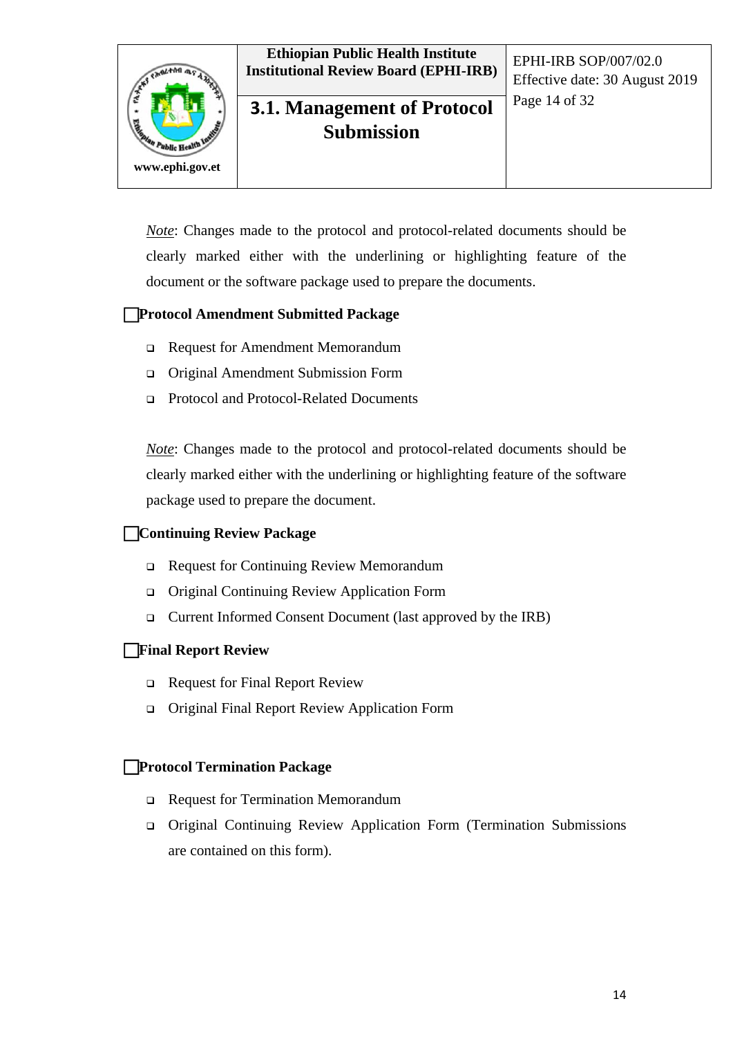*Note*: Changes made to the protocol and protocol-related documents should be clearly marked either with the underlining or highlighting feature of the document or the software package used to prepare the documents.

☐ **Protocol Amendment Submitted Package**

- Request for Amendment Memorandum
- Original Amendment Submission Form
- Protocol and Protocol-Related Documents

*Note*: Changes made to the protocol and protocol-related documents should be clearly marked either with the underlining or highlighting feature of the software package used to prepare the document.

☐ **Continuing Review Package**

- Request for Continuing Review Memorandum
- Original Continuing Review Application Form
- Current Informed Consent Document (last approved by the IRB)

☐ **Final Report Review**

- Request for Final Report Review
- Original Final Report Review Application Form

☐ **Protocol Termination Package**

- Request for Termination Memorandum
- Original Continuing Review Application Form (Termination Submissions are contained on this form).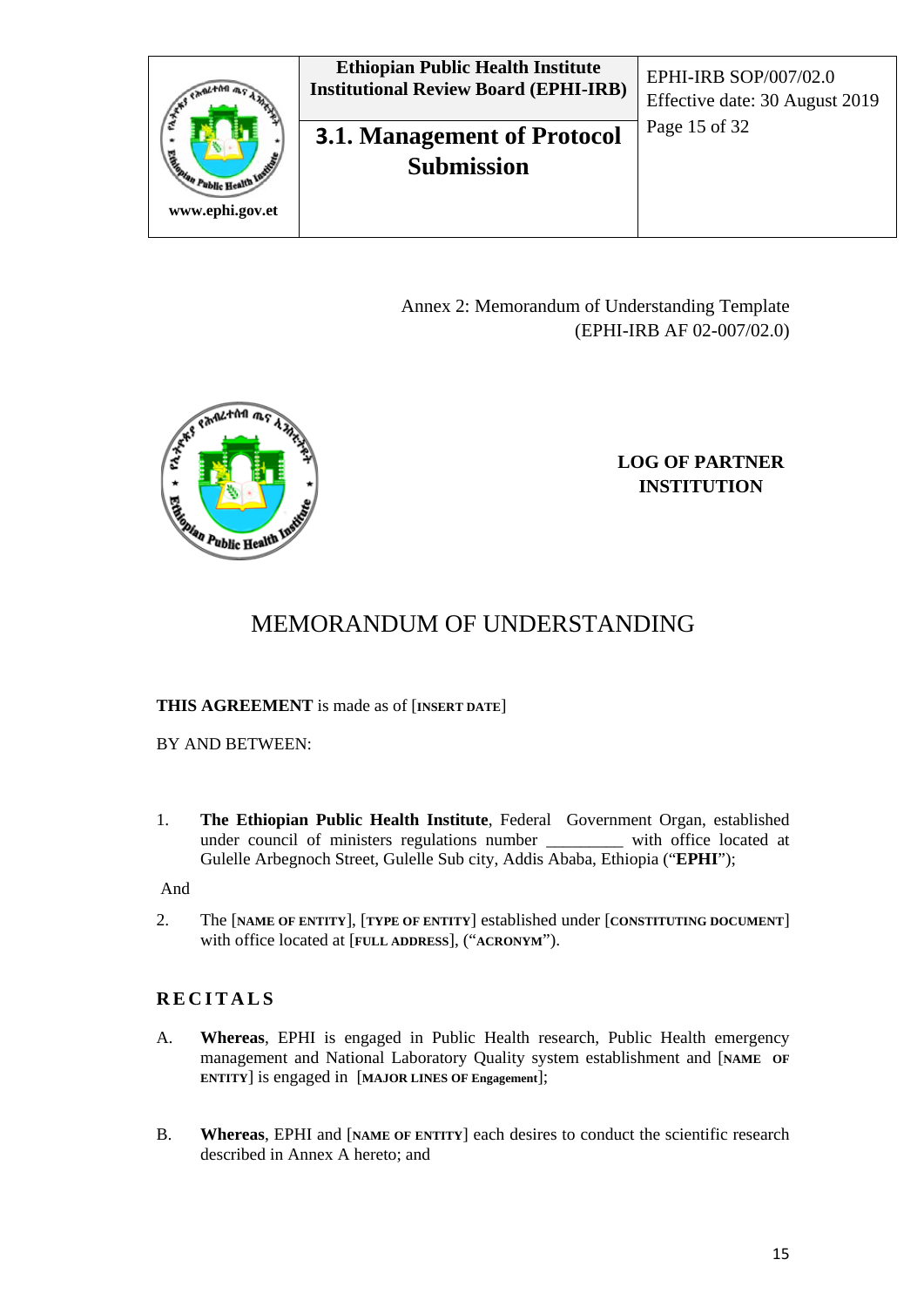Annex 2: Memorandum of Understanding Template
(EPHI-IRB AF 02-007/02.0)

**LOG OF PARTNER INSTITUTION**

# MEMORANDUM OF UNDERSTANDING

**THIS AGREEMENT** is made as of [**INSERT DATE**]

BY AND BETWEEN:

1. **The Ethiopian Public Health Institute**, Federal Government Organ, established under council of ministers regulations number _________ with office located at Gulelle Arbegnoch Street, Gulelle Sub city, Addis Ababa, Ethiopia ("**EPHI**");

And

2. The [**NAME OF ENTITY**], [**TYPE OF ENTITY**] established under [**CONSTITUTING DOCUMENT**] with office located at [**FULL ADDRESS**], ("**ACRONYM**").

## RECITALS

A. **Whereas**, EPHI is engaged in Public Health research, Public Health emergency management and National Laboratory Quality system establishment and [**NAME OF ENTITY**] is engaged in [**MAJOR LINES OF Engagement**];

B. **Whereas**, EPHI and [**NAME OF ENTITY**] each desires to conduct the scientific research described in Annex A hereto; and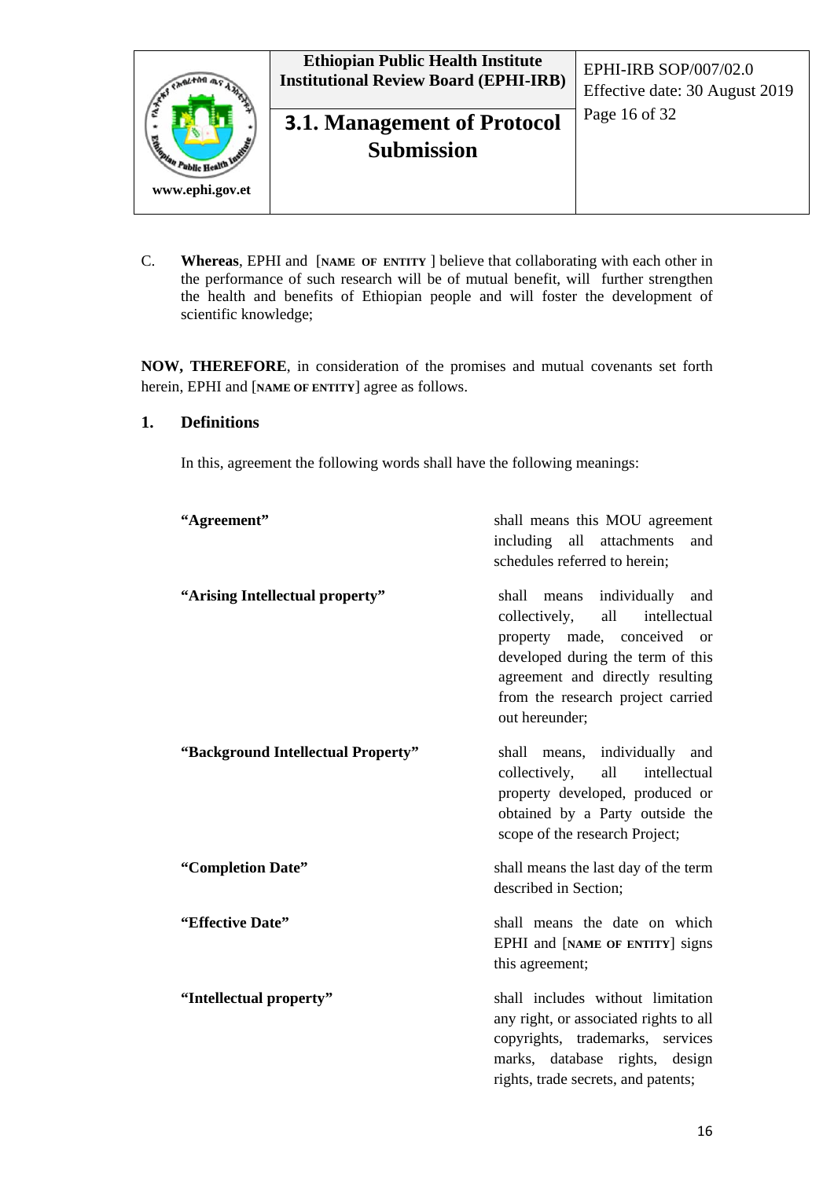C. **Whereas**, EPHI and [**NAME OF ENTITY** ] believe that collaborating with each other in the performance of such research will be of mutual benefit, will further strengthen the health and benefits of Ethiopian people and will foster the development of scientific knowledge;

**NOW, THEREFORE**, in consideration of the promises and mutual covenants set forth herein, EPHI and [**NAME OF ENTITY**] agree as follows.

## 1. Definitions

In this, agreement the following words shall have the following meanings:

| | |
|---|---|
| **"Agreement"** | shall means this MOU agreement including all attachments and schedules referred to herein; |
| **"Arising Intellectual property"** | shall means individually and collectively, all intellectual property made, conceived or developed during the term of this agreement and directly resulting from the research project carried out hereunder; |
| **"Background Intellectual Property"** | shall means, individually and collectively, all intellectual property developed, produced or obtained by a Party outside the scope of the research Project; |
| **"Completion Date"** | shall means the last day of the term described in Section; |
| **"Effective Date"** | shall means the date on which EPHI and [**NAME OF ENTITY**] signs this agreement; |
| **"Intellectual property"** | shall includes without limitation any right, or associated rights to all copyrights, trademarks, services marks, database rights, design rights, trade secrets, and patents; |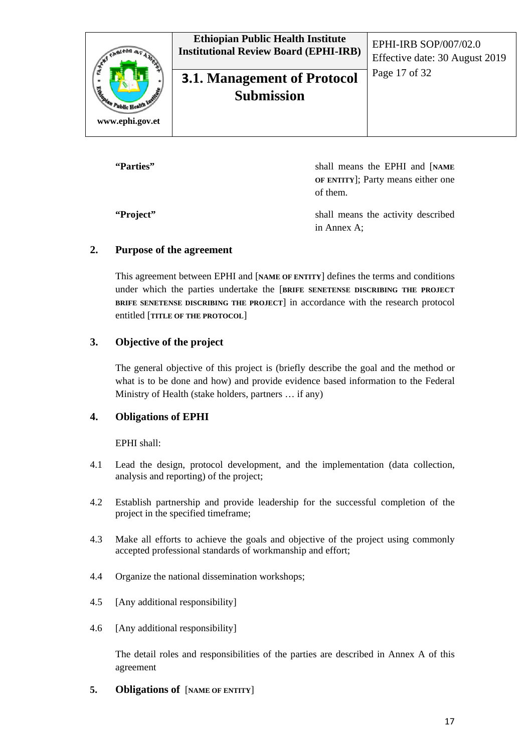| | |
|---|---|
| **"Parties"** | shall means the EPHI and [NAME OF ENTITY]; Party means either one of them. |
| **"Project"** | shall means the activity described in Annex A; |

## 2. Purpose of the agreement

This agreement between EPHI and [NAME OF ENTITY] defines the terms and conditions under which the parties undertake the [BRIFE SENETENSE DISCRIBING THE PROJECT BRIFE SENETENSE DISCRIBING THE PROJECT] in accordance with the research protocol entitled [TITLE OF THE PROTOCOL]

## 3. Objective of the project

The general objective of this project is (briefly describe the goal and the method or what is to be done and how) and provide evidence based information to the Federal Ministry of Health (stake holders, partners … if any)

## 4. Obligations of EPHI

EPHI shall:

4.1 Lead the design, protocol development, and the implementation (data collection, analysis and reporting) of the project;

4.2 Establish partnership and provide leadership for the successful completion of the project in the specified timeframe;

4.3 Make all efforts to achieve the goals and objective of the project using commonly accepted professional standards of workmanship and effort;

4.4 Organize the national dissemination workshops;

4.5 [Any additional responsibility]

4.6 [Any additional responsibility]

The detail roles and responsibilities of the parties are described in Annex A of this agreement

## 5. Obligations of [NAME OF ENTITY]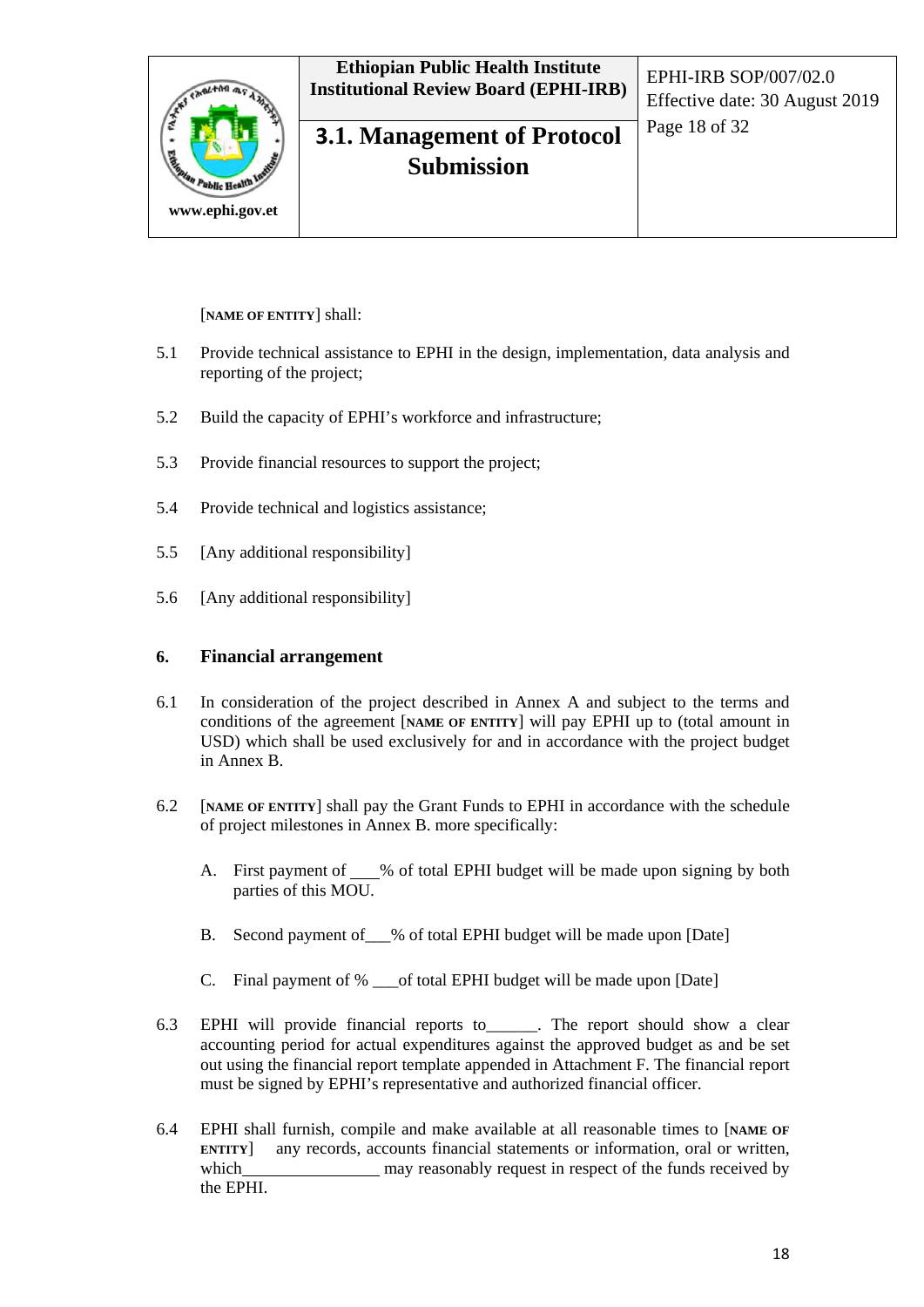[**NAME OF ENTITY**] shall:

5.1 Provide technical assistance to EPHI in the design, implementation, data analysis and reporting of the project;

5.2 Build the capacity of EPHI's workforce and infrastructure;

5.3 Provide financial resources to support the project;

5.4 Provide technical and logistics assistance;

5.5 [Any additional responsibility]

5.6 [Any additional responsibility]

## 6. Financial arrangement

6.1 In consideration of the project described in Annex A and subject to the terms and conditions of the agreement [**NAME OF ENTITY**] will pay EPHI up to (total amount in USD) which shall be used exclusively for and in accordance with the project budget in Annex B.

6.2 [**NAME OF ENTITY**] shall pay the Grant Funds to EPHI in accordance with the schedule of project milestones in Annex B. more specifically:

A. First payment of ___% of total EPHI budget will be made upon signing by both parties of this MOU.

B. Second payment of___% of total EPHI budget will be made upon [Date]

C. Final payment of % ___of total EPHI budget will be made upon [Date]

6.3 EPHI will provide financial reports to______. The report should show a clear accounting period for actual expenditures against the approved budget as and be set out using the financial report template appended in Attachment F. The financial report must be signed by EPHI's representative and authorized financial officer.

6.4 EPHI shall furnish, compile and make available at all reasonable times to [**NAME OF ENTITY**] any records, accounts financial statements or information, oral or written, which________________ may reasonably request in respect of the funds received by the EPHI.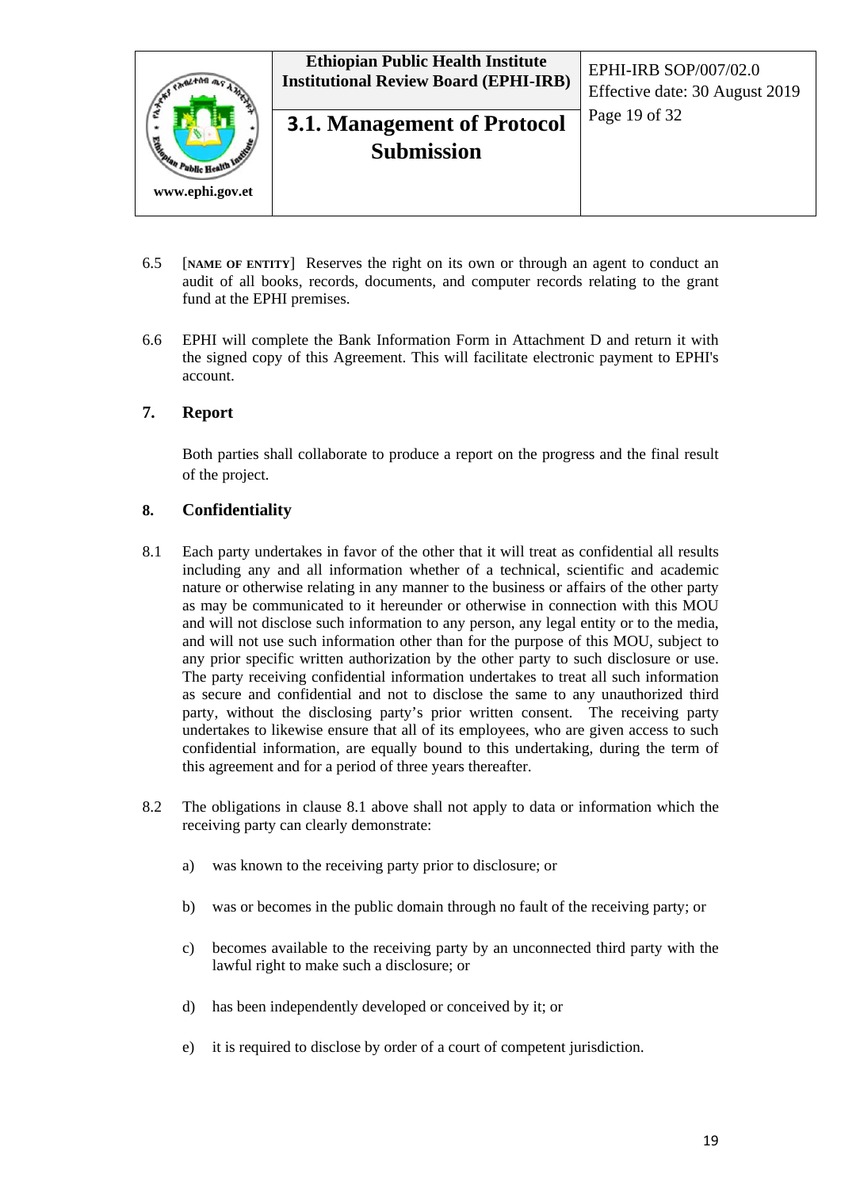6.5 [**NAME OF ENTITY**] Reserves the right on its own or through an agent to conduct an audit of all books, records, documents, and computer records relating to the grant fund at the EPHI premises.

6.6 EPHI will complete the Bank Information Form in Attachment D and return it with the signed copy of this Agreement. This will facilitate electronic payment to EPHI's account.

## 7. Report

Both parties shall collaborate to produce a report on the progress and the final result of the project.

## 8. Confidentiality

8.1 Each party undertakes in favor of the other that it will treat as confidential all results including any and all information whether of a technical, scientific and academic nature or otherwise relating in any manner to the business or affairs of the other party as may be communicated to it hereunder or otherwise in connection with this MOU and will not disclose such information to any person, any legal entity or to the media, and will not use such information other than for the purpose of this MOU, subject to any prior specific written authorization by the other party to such disclosure or use. The party receiving confidential information undertakes to treat all such information as secure and confidential and not to disclose the same to any unauthorized third party, without the disclosing party's prior written consent. The receiving party undertakes to likewise ensure that all of its employees, who are given access to such confidential information, are equally bound to this undertaking, during the term of this agreement and for a period of three years thereafter.

8.2 The obligations in clause 8.1 above shall not apply to data or information which the receiving party can clearly demonstrate:

a) was known to the receiving party prior to disclosure; or

b) was or becomes in the public domain through no fault of the receiving party; or

c) becomes available to the receiving party by an unconnected third party with the lawful right to make such a disclosure; or

d) has been independently developed or conceived by it; or

e) it is required to disclose by order of a court of competent jurisdiction.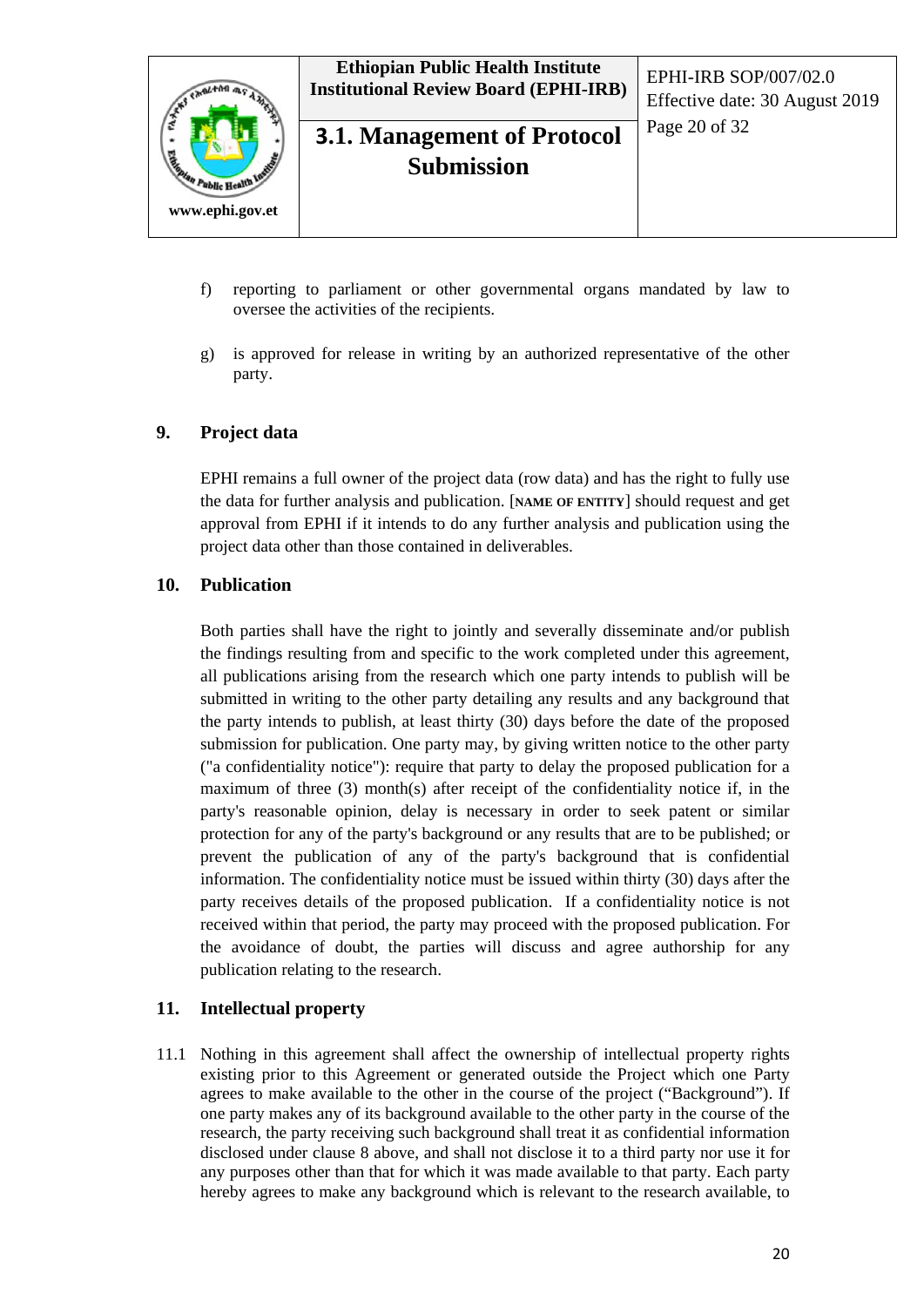f) reporting to parliament or other governmental organs mandated by law to oversee the activities of the recipients.

g) is approved for release in writing by an authorized representative of the other party.

## 9. Project data

EPHI remains a full owner of the project data (row data) and has the right to fully use the data for further analysis and publication. [**NAME OF ENTITY**] should request and get approval from EPHI if it intends to do any further analysis and publication using the project data other than those contained in deliverables.

## 10. Publication

Both parties shall have the right to jointly and severally disseminate and/or publish the findings resulting from and specific to the work completed under this agreement, all publications arising from the research which one party intends to publish will be submitted in writing to the other party detailing any results and any background that the party intends to publish, at least thirty (30) days before the date of the proposed submission for publication. One party may, by giving written notice to the other party ("a confidentiality notice"): require that party to delay the proposed publication for a maximum of three (3) month(s) after receipt of the confidentiality notice if, in the party's reasonable opinion, delay is necessary in order to seek patent or similar protection for any of the party's background or any results that are to be published; or prevent the publication of any of the party's background that is confidential information. The confidentiality notice must be issued within thirty (30) days after the party receives details of the proposed publication. If a confidentiality notice is not received within that period, the party may proceed with the proposed publication. For the avoidance of doubt, the parties will discuss and agree authorship for any publication relating to the research.

## 11. Intellectual property

11.1 Nothing in this agreement shall affect the ownership of intellectual property rights existing prior to this Agreement or generated outside the Project which one Party agrees to make available to the other in the course of the project ("Background"). If one party makes any of its background available to the other party in the course of the research, the party receiving such background shall treat it as confidential information disclosed under clause 8 above, and shall not disclose it to a third party nor use it for any purposes other than that for which it was made available to that party. Each party hereby agrees to make any background which is relevant to the research available, to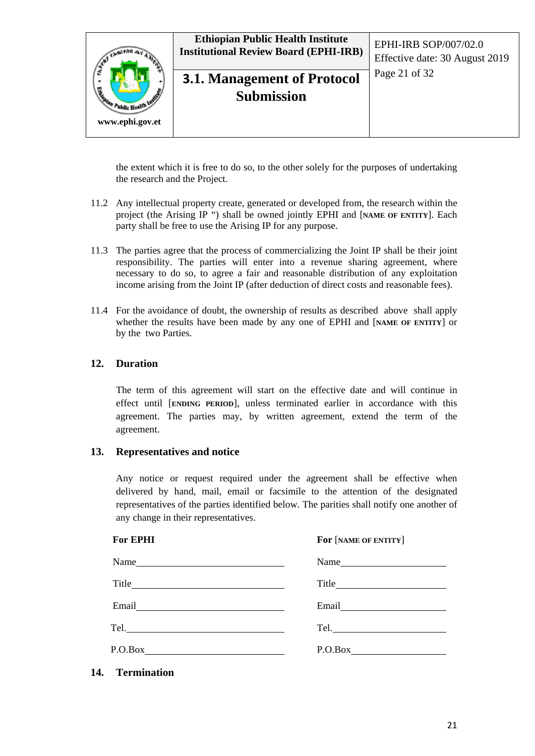the extent which it is free to do so, to the other solely for the purposes of undertaking the research and the Project.

11.2 Any intellectual property create, generated or developed from, the research within the project (the Arising IP ") shall be owned jointly EPHI and [NAME OF ENTITY]. Each party shall be free to use the Arising IP for any purpose.

11.3 The parties agree that the process of commercializing the Joint IP shall be their joint responsibility. The parties will enter into a revenue sharing agreement, where necessary to do so, to agree a fair and reasonable distribution of any exploitation income arising from the Joint IP (after deduction of direct costs and reasonable fees).

11.4 For the avoidance of doubt, the ownership of results as described above shall apply whether the results have been made by any one of EPHI and [NAME OF ENTITY] or by the two Parties.

## 12. Duration

The term of this agreement will start on the effective date and will continue in effect until [ENDING PERIOD], unless terminated earlier in accordance with this agreement. The parties may, by written agreement, extend the term of the agreement.

## 13. Representatives and notice

Any notice or request required under the agreement shall be effective when delivered by hand, mail, email or facsimile to the attention of the designated representatives of the parties identified below. The parities shall notify one another of any change in their representatives.

| **For EPHI** | **For** [NAME OF ENTITY] |
|---|---|
| Name\_\_\_\_\_\_\_\_\_\_\_\_\_\_\_\_\_\_\_\_ | Name\_\_\_\_\_\_\_\_\_\_\_\_\_\_\_\_\_\_\_\_ |
| Title\_\_\_\_\_\_\_\_\_\_\_\_\_\_\_\_\_\_\_\_ | Title\_\_\_\_\_\_\_\_\_\_\_\_\_\_\_\_\_\_\_\_ |
| Email\_\_\_\_\_\_\_\_\_\_\_\_\_\_\_\_\_\_\_\_ | Email\_\_\_\_\_\_\_\_\_\_\_\_\_\_\_\_\_\_\_\_ |
| Tel.\_\_\_\_\_\_\_\_\_\_\_\_\_\_\_\_\_\_\_\_ | Tel.\_\_\_\_\_\_\_\_\_\_\_\_\_\_\_\_\_\_\_\_ |
| P.O.Box\_\_\_\_\_\_\_\_\_\_\_\_\_\_\_\_\_\_\_\_ | P.O.Box\_\_\_\_\_\_\_\_\_\_\_\_\_\_\_\_\_\_\_\_ |

## 14. Termination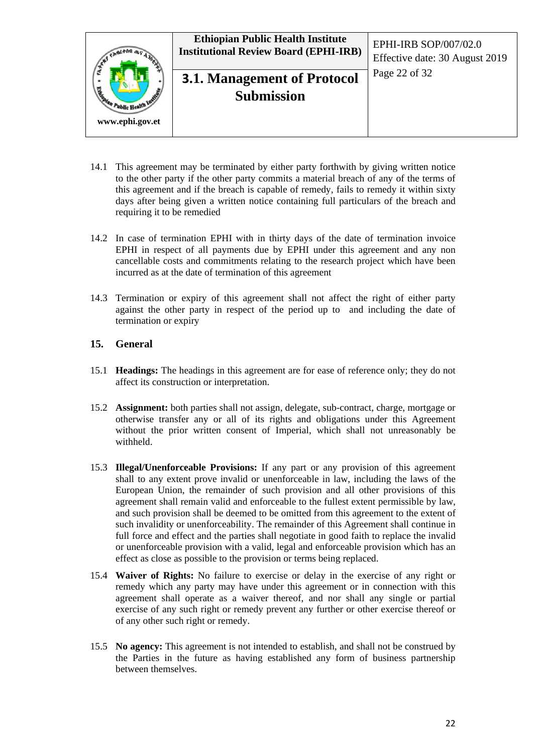14.1 This agreement may be terminated by either party forthwith by giving written notice to the other party if the other party commits a material breach of any of the terms of this agreement and if the breach is capable of remedy, fails to remedy it within sixty days after being given a written notice containing full particulars of the breach and requiring it to be remedied

14.2 In case of termination EPHI with in thirty days of the date of termination invoice EPHI in respect of all payments due by EPHI under this agreement and any non cancellable costs and commitments relating to the research project which have been incurred as at the date of termination of this agreement

14.3 Termination or expiry of this agreement shall not affect the right of either party against the other party in respect of the period up to and including the date of termination or expiry

## 15. General

15.1 **Headings:** The headings in this agreement are for ease of reference only; they do not affect its construction or interpretation.

15.2 **Assignment:** both parties shall not assign, delegate, sub-contract, charge, mortgage or otherwise transfer any or all of its rights and obligations under this Agreement without the prior written consent of Imperial, which shall not unreasonably be withheld.

15.3 **Illegal/Unenforceable Provisions:** If any part or any provision of this agreement shall to any extent prove invalid or unenforceable in law, including the laws of the European Union, the remainder of such provision and all other provisions of this agreement shall remain valid and enforceable to the fullest extent permissible by law, and such provision shall be deemed to be omitted from this agreement to the extent of such invalidity or unenforceability. The remainder of this Agreement shall continue in full force and effect and the parties shall negotiate in good faith to replace the invalid or unenforceable provision with a valid, legal and enforceable provision which has an effect as close as possible to the provision or terms being replaced.

15.4 **Waiver of Rights:** No failure to exercise or delay in the exercise of any right or remedy which any party may have under this agreement or in connection with this agreement shall operate as a waiver thereof, and nor shall any single or partial exercise of any such right or remedy prevent any further or other exercise thereof or of any other such right or remedy.

15.5 **No agency:** This agreement is not intended to establish, and shall not be construed by the Parties in the future as having established any form of business partnership between themselves.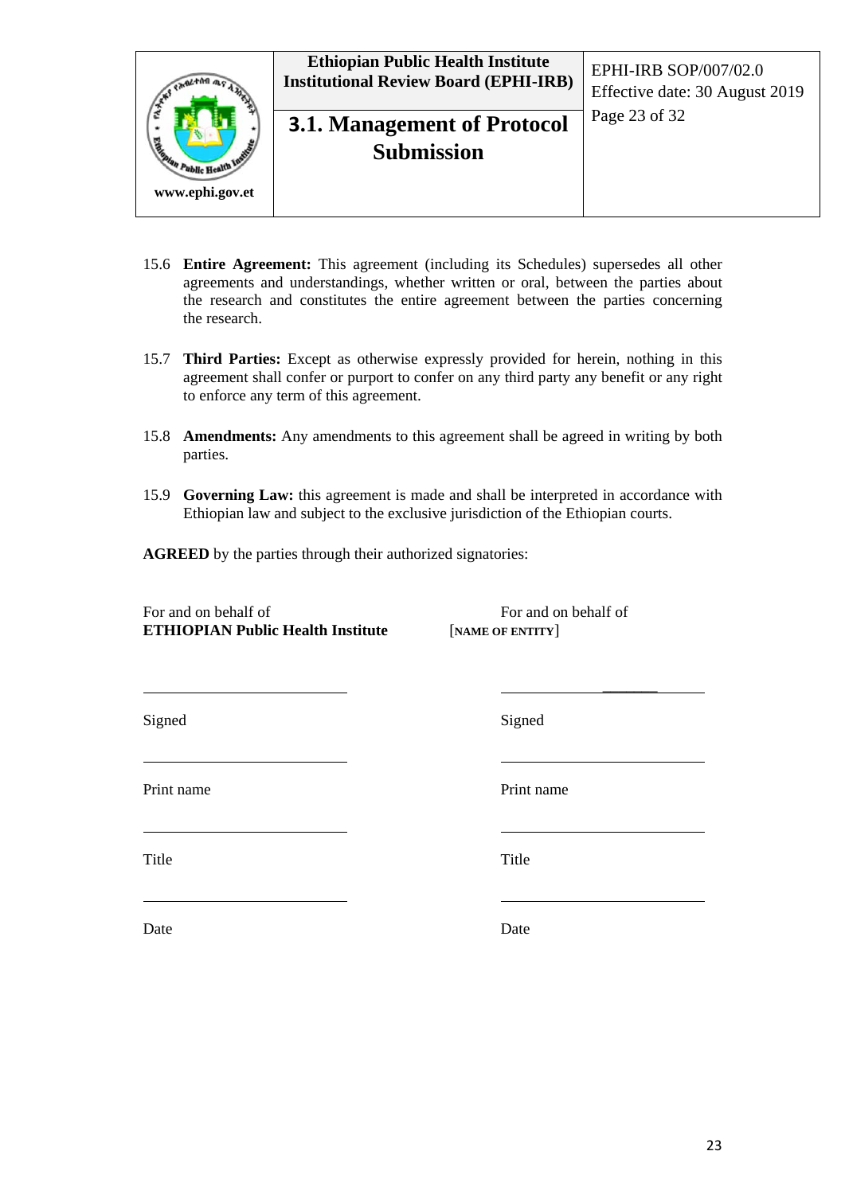15.6 **Entire Agreement:** This agreement (including its Schedules) supersedes all other agreements and understandings, whether written or oral, between the parties about the research and constitutes the entire agreement between the parties concerning the research.

15.7 **Third Parties:** Except as otherwise expressly provided for herein, nothing in this agreement shall confer or purport to confer on any third party any benefit or any right to enforce any term of this agreement.

15.8 **Amendments:** Any amendments to this agreement shall be agreed in writing by both parties.

15.9 **Governing Law:** this agreement is made and shall be interpreted in accordance with Ethiopian law and subject to the exclusive jurisdiction of the Ethiopian courts.

**AGREED** by the parties through their authorized signatories:

| For and on behalf of **ETHIOPIAN Public Health Institute** | For and on behalf of [**NAME OF ENTITY**] |
| --- | --- |
| ______________________ | ______________________ |
| Signed | Signed |
| ______________________ | ______________________ |
| Print name | Print name |
| ______________________ | ______________________ |
| Title | Title |
| ______________________ | ______________________ |
| Date | Date |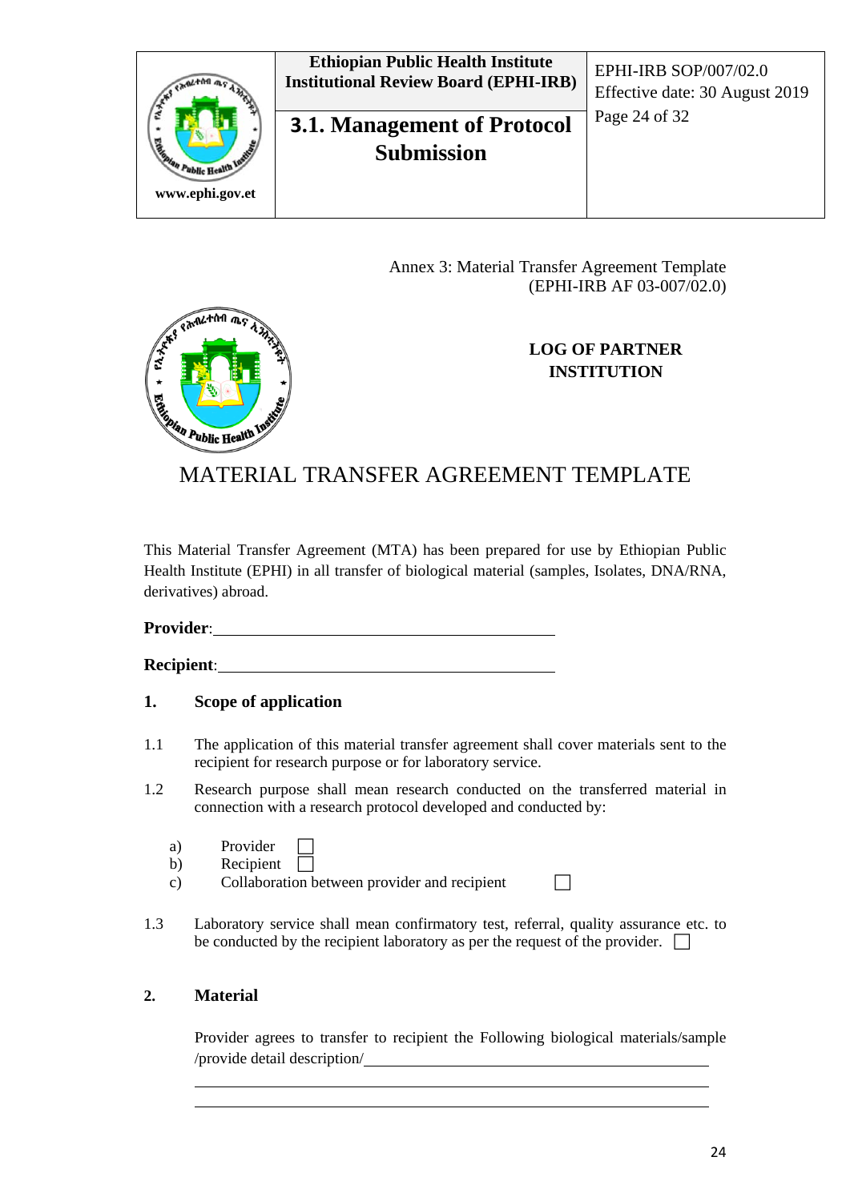Annex 3: Material Transfer Agreement Template
(EPHI-IRB AF 03-007/02.0)

**LOG OF PARTNER INSTITUTION**

# MATERIAL TRANSFER AGREEMENT TEMPLATE

This Material Transfer Agreement (MTA) has been prepared for use by Ethiopian Public Health Institute (EPHI) in all transfer of biological material (samples, Isolates, DNA/RNA, derivatives) abroad.

**Provider**:\_\_\_\_\_\_\_\_\_\_\_\_\_\_\_\_\_\_\_\_\_\_\_\_\_\_\_\_\_\_\_\_\_\_\_\_\_\_\_\_\_\_

**Recipient**:\_\_\_\_\_\_\_\_\_\_\_\_\_\_\_\_\_\_\_\_\_\_\_\_\_\_\_\_\_\_\_\_\_\_\_\_\_\_\_\_\_\_

## 1. Scope of application

1.1 The application of this material transfer agreement shall cover materials sent to the recipient for research purpose or for laboratory service.

1.2 Research purpose shall mean research conducted on the transferred material in connection with a research protocol developed and conducted by:

a) Provider ☐
b) Recipient ☐
c) Collaboration between provider and recipient ☐

1.3 Laboratory service shall mean confirmatory test, referral, quality assurance etc. to be conducted by the recipient laboratory as per the request of the provider. ☐

## 2. Material

Provider agrees to transfer to recipient the Following biological materials/sample /provide detail description/\_\_\_\_\_\_\_\_\_\_\_\_\_\_\_\_\_\_\_\_\_\_\_\_\_\_\_\_\_\_\_\_\_\_\_\_\_\_\_\_\_\_

\_\_\_\_\_\_\_\_\_\_\_\_\_\_\_\_\_\_\_\_\_\_\_\_\_\_\_\_\_\_\_\_\_\_\_\_\_\_\_\_\_\_\_\_\_\_\_\_\_\_\_\_\_\_\_\_\_\_\_\_\_\_

\_\_\_\_\_\_\_\_\_\_\_\_\_\_\_\_\_\_\_\_\_\_\_\_\_\_\_\_\_\_\_\_\_\_\_\_\_\_\_\_\_\_\_\_\_\_\_\_\_\_\_\_\_\_\_\_\_\_\_\_\_\_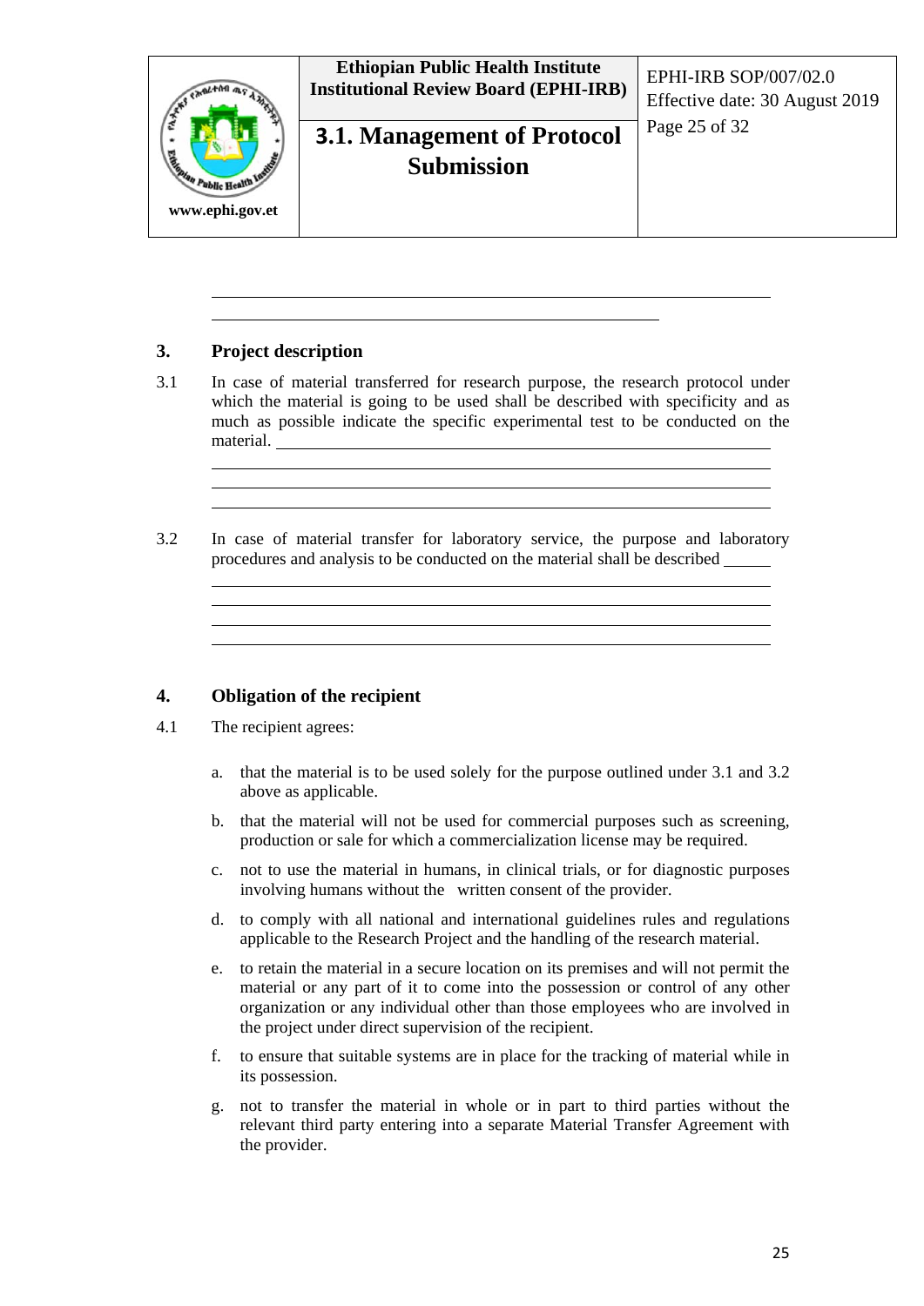## 3. Project description

3.1 In case of material transferred for research purpose, the research protocol under which the material is going to be used shall be described with specificity and as much as possible indicate the specific experimental test to be conducted on the material. ____________________

3.2 In case of material transfer for laboratory service, the purpose and laboratory procedures and analysis to be conducted on the material shall be described ______

## 4. Obligation of the recipient

4.1 The recipient agrees:

a. that the material is to be used solely for the purpose outlined under 3.1 and 3.2 above as applicable.

b. that the material will not be used for commercial purposes such as screening, production or sale for which a commercialization license may be required.

c. not to use the material in humans, in clinical trials, or for diagnostic purposes involving humans without the written consent of the provider.

d. to comply with all national and international guidelines rules and regulations applicable to the Research Project and the handling of the research material.

e. to retain the material in a secure location on its premises and will not permit the material or any part of it to come into the possession or control of any other organization or any individual other than those employees who are involved in the project under direct supervision of the recipient.

f. to ensure that suitable systems are in place for the tracking of material while in its possession.

g. not to transfer the material in whole or in part to third parties without the relevant third party entering into a separate Material Transfer Agreement with the provider.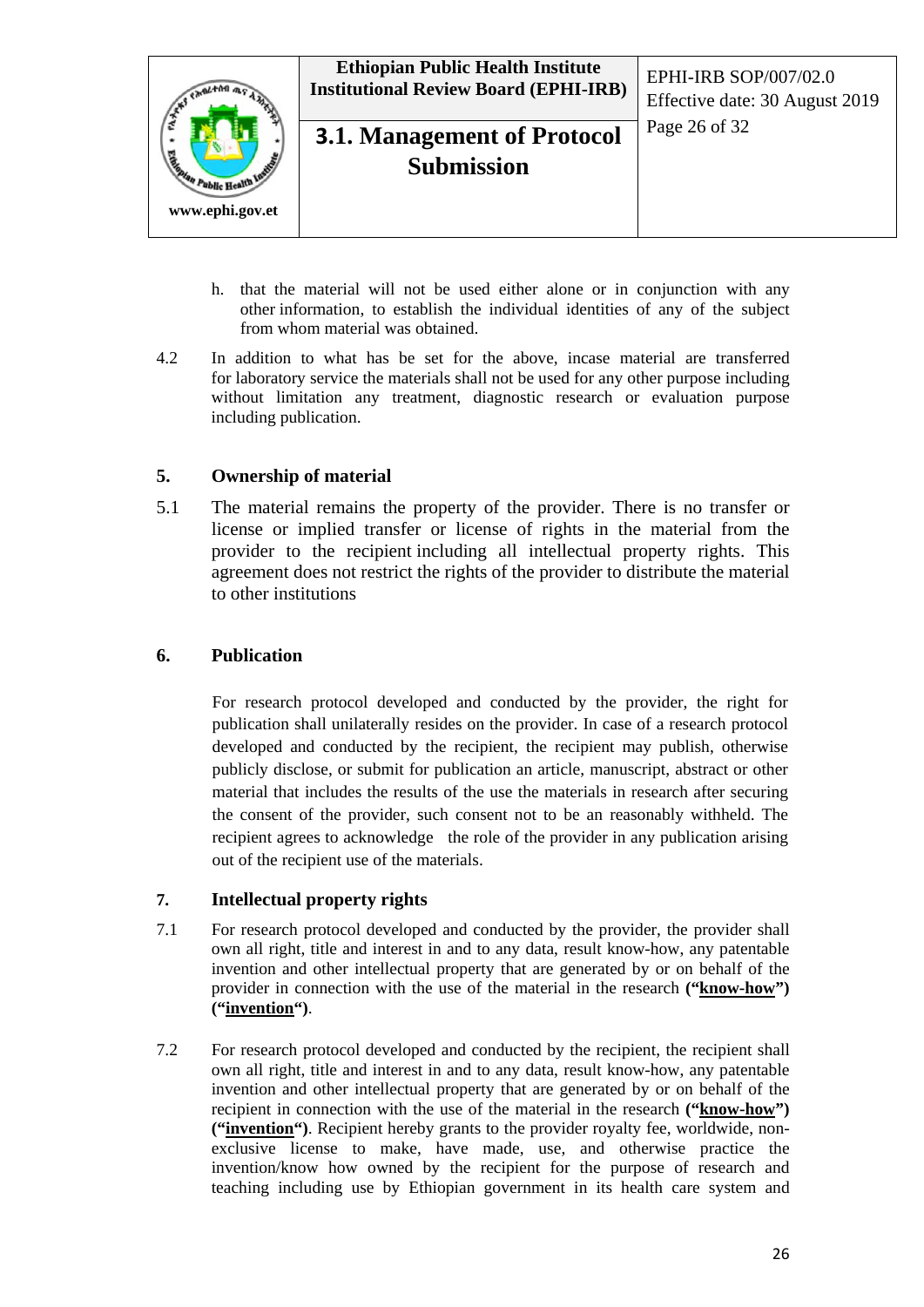h. that the material will not be used either alone or in conjunction with any other information, to establish the individual identities of any of the subject from whom material was obtained.

4.2 In addition to what has be set for the above, incase material are transferred for laboratory service the materials shall not be used for any other purpose including without limitation any treatment, diagnostic research or evaluation purpose including publication.

## 5. Ownership of material

5.1 The material remains the property of the provider. There is no transfer or license or implied transfer or license of rights in the material from the provider to the recipient including all intellectual property rights. This agreement does not restrict the rights of the provider to distribute the material to other institutions

## 6. Publication

For research protocol developed and conducted by the provider, the right for publication shall unilaterally resides on the provider. In case of a research protocol developed and conducted by the recipient, the recipient may publish, otherwise publicly disclose, or submit for publication an article, manuscript, abstract or other material that includes the results of the use the materials in research after securing the consent of the provider, such consent not to be an reasonably withheld. The recipient agrees to acknowledge the role of the provider in any publication arising out of the recipient use of the materials.

## 7. Intellectual property rights

7.1 For research protocol developed and conducted by the provider, the provider shall own all right, title and interest in and to any data, result know-how, any patentable invention and other intellectual property that are generated by or on behalf of the provider in connection with the use of the material in the research **("know-how") ("invention")**.

7.2 For research protocol developed and conducted by the recipient, the recipient shall own all right, title and interest in and to any data, result know-how, any patentable invention and other intellectual property that are generated by or on behalf of the recipient in connection with the use of the material in the research **("know-how") ("invention")**. Recipient hereby grants to the provider royalty fee, worldwide, non-exclusive license to make, have made, use, and otherwise practice the invention/know how owned by the recipient for the purpose of research and teaching including use by Ethiopian government in its health care system and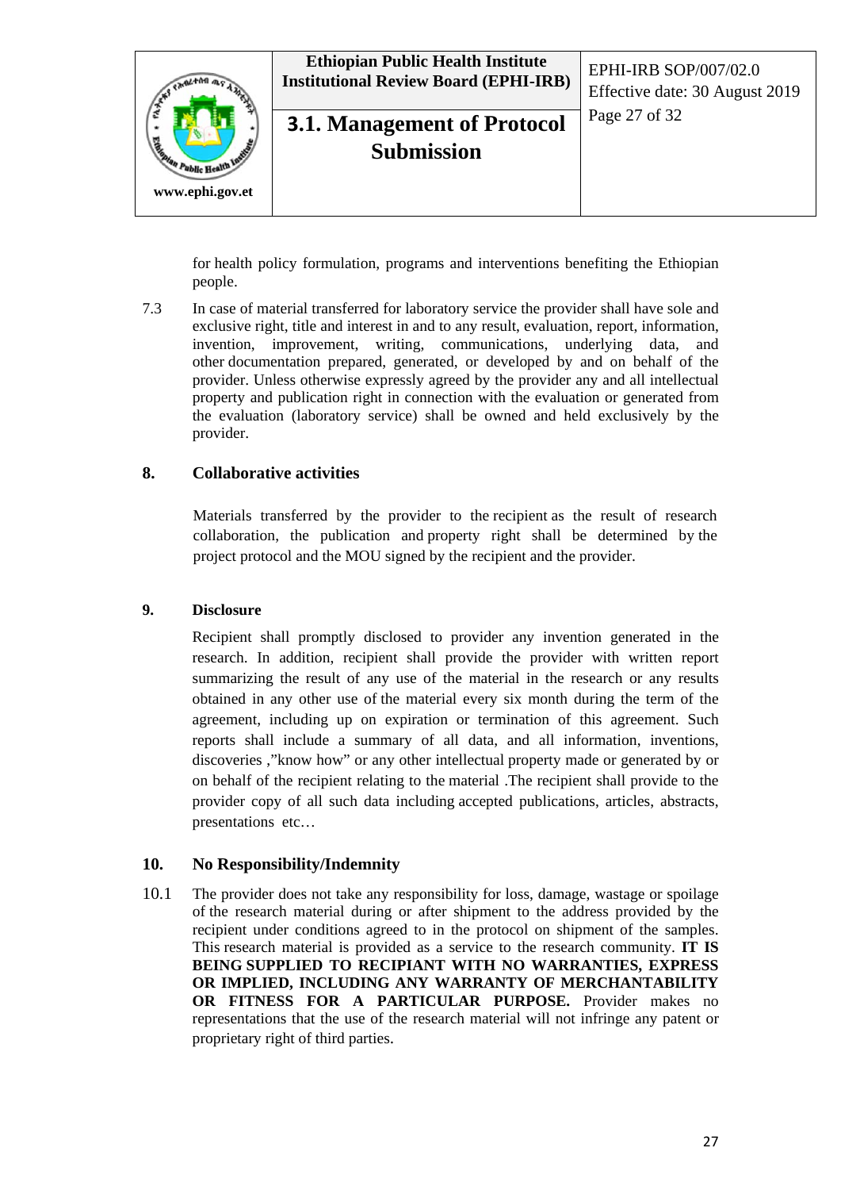for health policy formulation, programs and interventions benefiting the Ethiopian people.

7.3 In case of material transferred for laboratory service the provider shall have sole and exclusive right, title and interest in and to any result, evaluation, report, information, invention, improvement, writing, communications, underlying data, and other documentation prepared, generated, or developed by and on behalf of the provider. Unless otherwise expressly agreed by the provider any and all intellectual property and publication right in connection with the evaluation or generated from the evaluation (laboratory service) shall be owned and held exclusively by the provider.

## 8. Collaborative activities

Materials transferred by the provider to the recipient as the result of research collaboration, the publication and property right shall be determined by the project protocol and the MOU signed by the recipient and the provider.

## 9. Disclosure

Recipient shall promptly disclosed to provider any invention generated in the research. In addition, recipient shall provide the provider with written report summarizing the result of any use of the material in the research or any results obtained in any other use of the material every six month during the term of the agreement, including up on expiration or termination of this agreement. Such reports shall include a summary of all data, and all information, inventions, discoveries ,"know how" or any other intellectual property made or generated by or on behalf of the recipient relating to the material .The recipient shall provide to the provider copy of all such data including accepted publications, articles, abstracts, presentations etc…

## 10. No Responsibility/Indemnity

10.1 The provider does not take any responsibility for loss, damage, wastage or spoilage of the research material during or after shipment to the address provided by the recipient under conditions agreed to in the protocol on shipment of the samples. This research material is provided as a service to the research community. **IT IS BEING SUPPLIED TO RECIPIANT WITH NO WARRANTIES, EXPRESS OR IMPLIED, INCLUDING ANY WARRANTY OF MERCHANTABILITY OR FITNESS FOR A PARTICULAR PURPOSE.** Provider makes no representations that the use of the research material will not infringe any patent or proprietary right of third parties.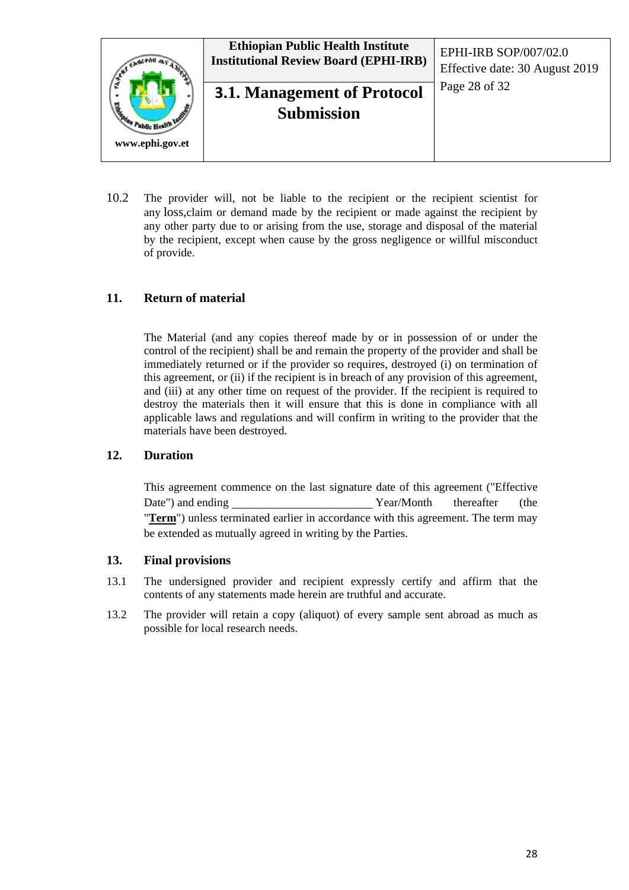10.2 The provider will, not be liable to the recipient or the recipient scientist for any loss,claim or demand made by the recipient or made against the recipient by any other party due to or arising from the use, storage and disposal of the material by the recipient, except when cause by the gross negligence or willful misconduct of provide.

## 11. Return of material

The Material (and any copies thereof made by or in possession of or under the control of the recipient) shall be and remain the property of the provider and shall be immediately returned or if the provider so requires, destroyed (i) on termination of this agreement, or (ii) if the recipient is in breach of any provision of this agreement, and (iii) at any other time on request of the provider. If the recipient is required to destroy the materials then it will ensure that this is done in compliance with all applicable laws and regulations and will confirm in writing to the provider that the materials have been destroyed.

## 12. Duration

This agreement commence on the last signature date of this agreement ("Effective Date") and ending ________________________ Year/Month thereafter (the "**Term**") unless terminated earlier in accordance with this agreement. The term may be extended as mutually agreed in writing by the Parties.

## 13. Final provisions

13.1 The undersigned provider and recipient expressly certify and affirm that the contents of any statements made herein are truthful and accurate.

13.2 The provider will retain a copy (aliquot) of every sample sent abroad as much as possible for local research needs.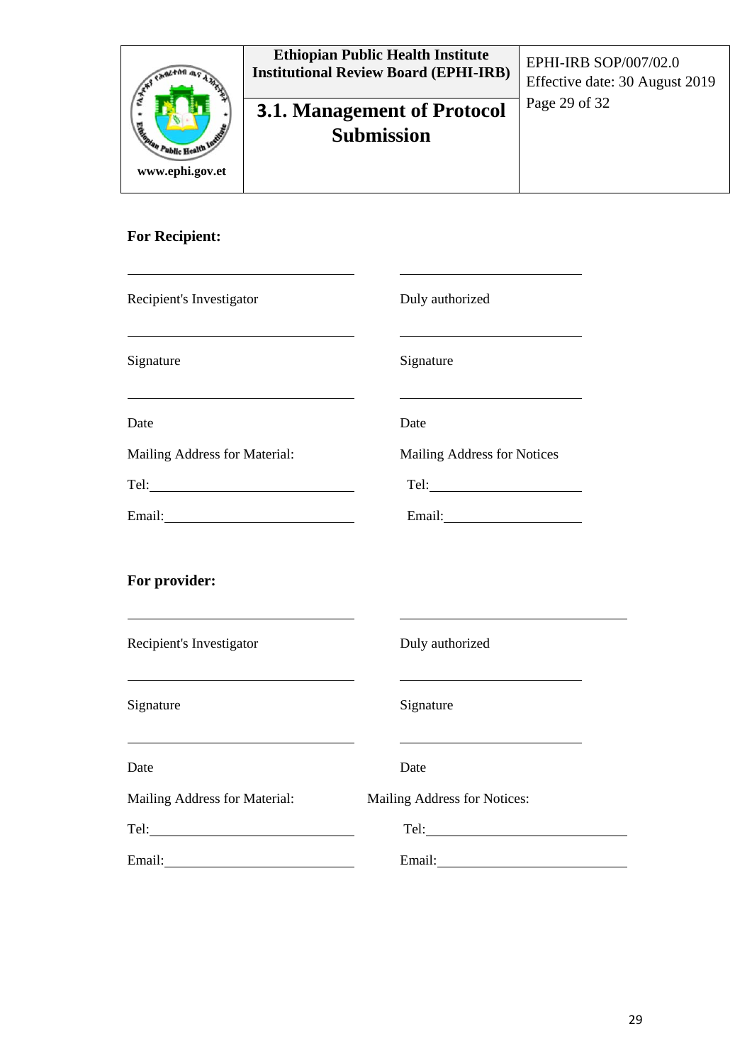**For Recipient:**

| | |
|---|---|
| ______________________________ | ______________________________ |
| Recipient's Investigator | Duly authorized |
| ______________________________ | ______________________________ |
| Signature | Signature |
| ______________________________ | ______________________________ |
| Date | Date |
| Mailing Address for Material: | Mailing Address for Notices |
| Tel:_________________________ | Tel:_________________________ |
| Email:_______________________ | Email:_______________________ |

**For provider:**

| | |
|---|---|
| ______________________________ | ______________________________ |
| Recipient's Investigator | Duly authorized |
| ______________________________ | ______________________________ |
| Signature | Signature |
| ______________________________ | ______________________________ |
| Date | Date |
| Mailing Address for Material: | Mailing Address for Notices: |
| Tel:_________________________ | Tel:_________________________ |
| Email:_______________________ | Email:_______________________ |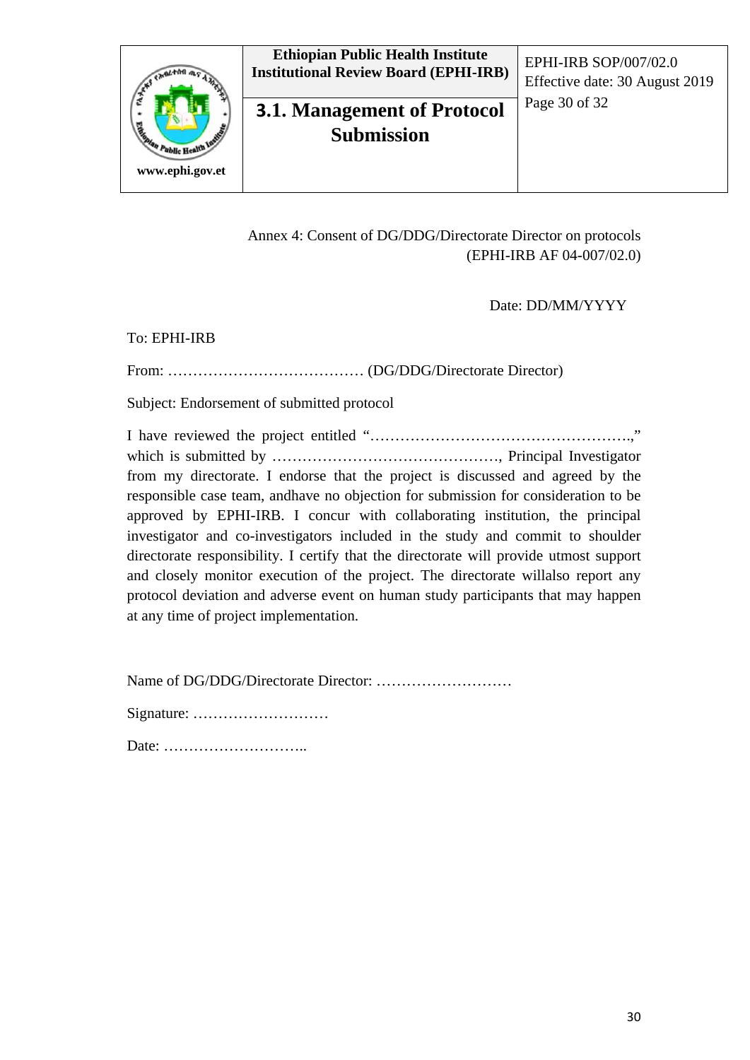Annex 4: Consent of DG/DDG/Directorate Director on protocols (EPHI-IRB AF 04-007/02.0)

Date: DD/MM/YYYY

To: EPHI-IRB

From: ………………………………… (DG/DDG/Directorate Director)

Subject: Endorsement of submitted protocol

I have reviewed the project entitled "……………………………………………..," which is submitted by ………………………………………., Principal Investigator from my directorate. I endorse that the project is discussed and agreed by the responsible case team, andhave no objection for submission for consideration to be approved by EPHI-IRB. I concur with collaborating institution, the principal investigator and co-investigators included in the study and commit to shoulder directorate responsibility. I certify that the directorate will provide utmost support and closely monitor execution of the project. The directorate willalso report any protocol deviation and adverse event on human study participants that may happen at any time of project implementation.

Name of DG/DDG/Directorate Director: ………………………

Signature: ………………………

Date: ………………………..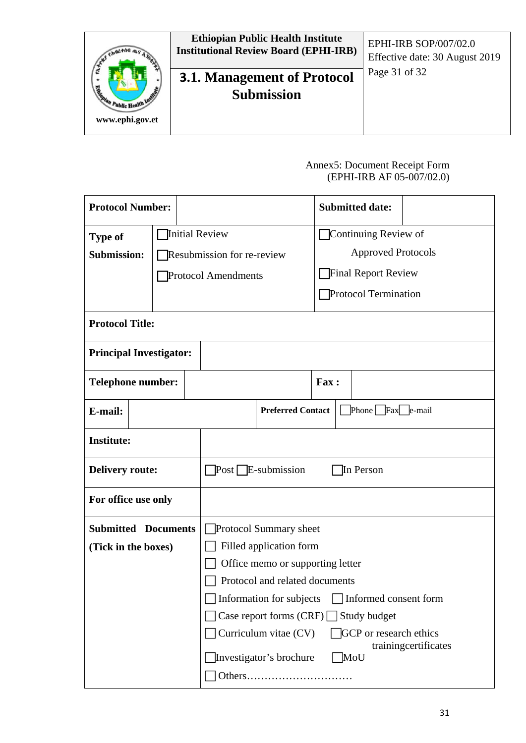Annex5: Document Receipt Form
(EPHI-IRB AF 05-007/02.0)

| **Protocol Number:** | | **Submitted date:** | |
|---|---|---|---|
| **Type of Submission:** | ☐Initial Review<br>☐Resubmission for re-review<br>☐Protocol Amendments | ☐Continuing Review of Approved Protocols<br>☐Final Report Review<br>☐Protocol Termination | |
| **Protocol Title:** | | | |
| **Principal Investigator:** | | | |
| **Telephone number:** | | **Fax :** | |
| **E-mail:** | | **Preferred Contact** | ☐Phone ☐Fax ☐e-mail |
| **Institute:** | | | |
| **Delivery route:** | ☐Post ☐E-submission ☐In Person | | |
| **For office use only** | | | |
| **Submitted Documents (Tick in the boxes)** | ☐Protocol Summary sheet<br>☐ Filled application form<br>☐ Office memo or supporting letter<br>☐ Protocol and related documents<br>☐ Information for subjects ☐ Informed consent form<br>☐ Case report forms (CRF) ☐ Study budget<br>☐ Curriculum vitae (CV) ☐GCP or research ethics trainingcertificates<br>☐Investigator's brochure ☐MoU<br>☐ Others………………………… | | |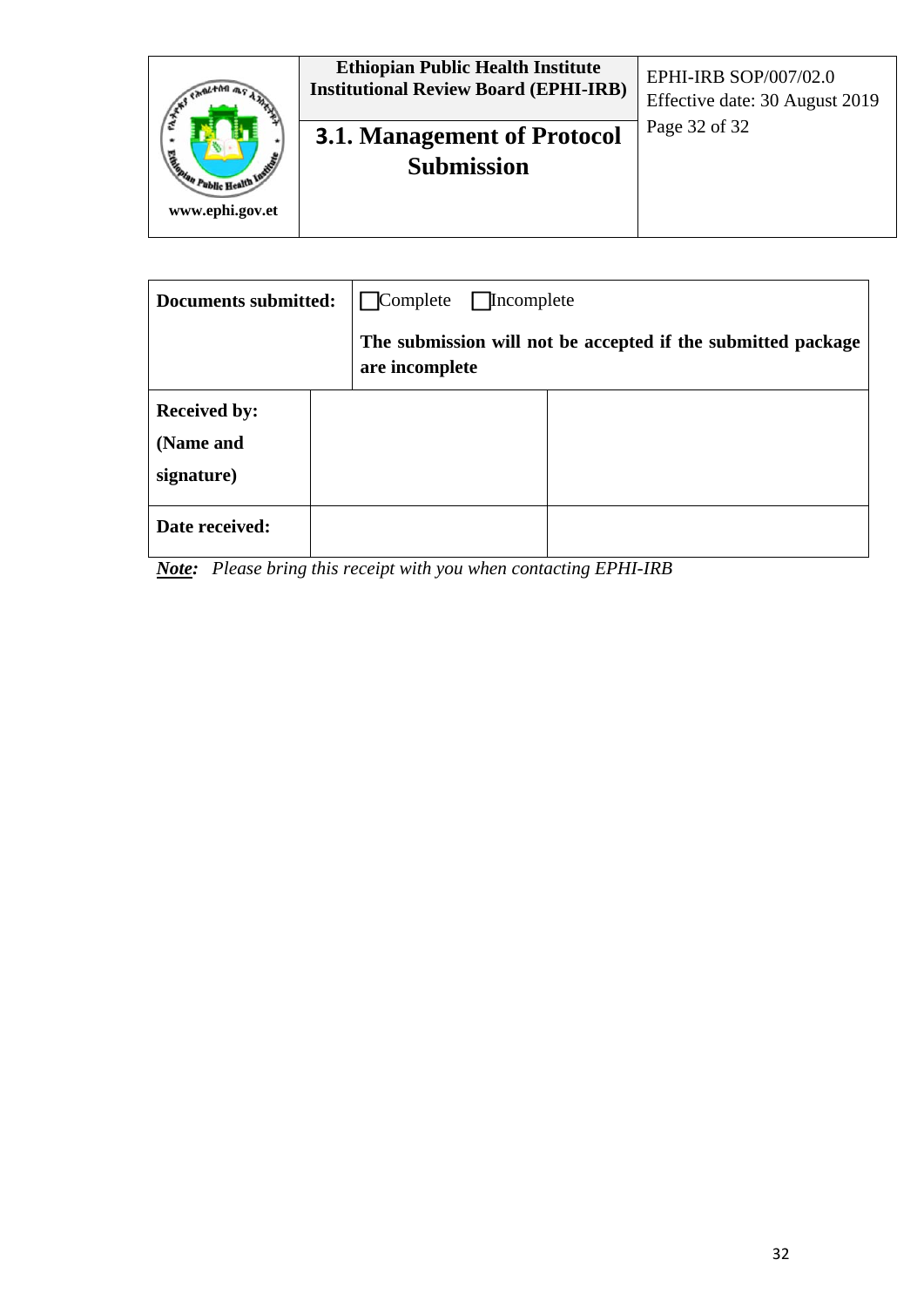| Documents submitted: | ☐Complete ☐Incomplete<br>**The submission will not be accepted if the submitted package are incomplete** | |
|---|---|---|
| **Received by:**<br>**(Name and signature)** | | |
| **Date received:** | | |

***Note:*** *Please bring this receipt with you when contacting EPHI-IRB*